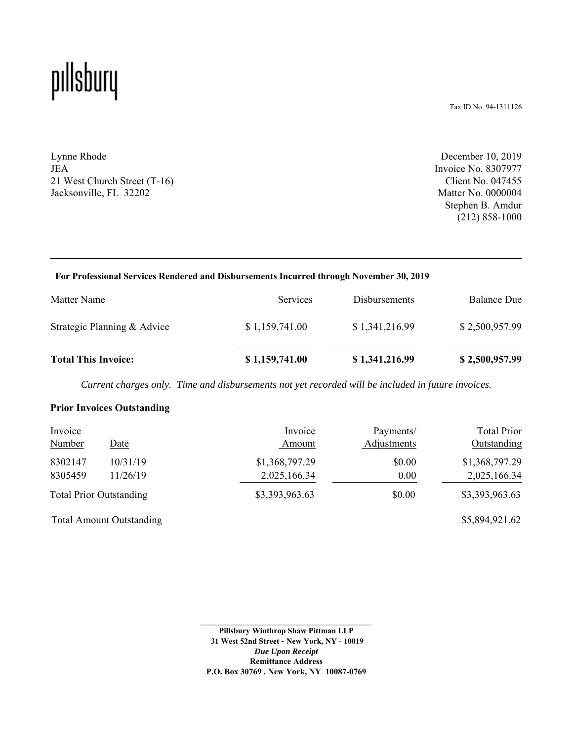pillsbury

Tax ID No. 94-1311126

Lynne Rhode
JEA
21 West Church Street (T-16)
Jacksonville, FL 32202

December 10, 2019
Invoice No. 8307977
Client No. 047455
Matter No. 0000004
Stephen B. Amdur
(212) 858-1000

**For Professional Services Rendered and Disbursements Incurred through November 30, 2019**

| Matter Name | Services | Disbursements | Balance Due |
|---|---|---|---|
| Strategic Planning & Advice | $ 1,159,741.00 | $ 1,341,216.99 | $ 2,500,957.99 |
| **Total This Invoice:** | **$ 1,159,741.00** | **$ 1,341,216.99** | **$ 2,500,957.99** |

*Current charges only. Time and disbursements not yet recorded will be included in future invoices.*

**Prior Invoices Outstanding**

| Invoice Number | Date | Invoice Amount | Payments/ Adjustments | Total Prior Outstanding |
|---|---|---|---|---|
| 8302147 | 10/31/19 | $1,368,797.29 | $0.00 | $1,368,797.29 |
| 8305459 | 11/26/19 | 2,025,166.34 | 0.00 | 2,025,166.34 |
| Total Prior Outstanding | | $3,393,963.63 | $0.00 | $3,393,963.63 |
| Total Amount Outstanding | | | | $5,894,921.62 |

**Pillsbury Winthrop Shaw Pittman LLP**
**31 West 52nd Street - New York, NY - 10019**
***Due Upon Receipt***
**Remittance Address**
**P.O. Box 30769 . New York, NY 10087-0769**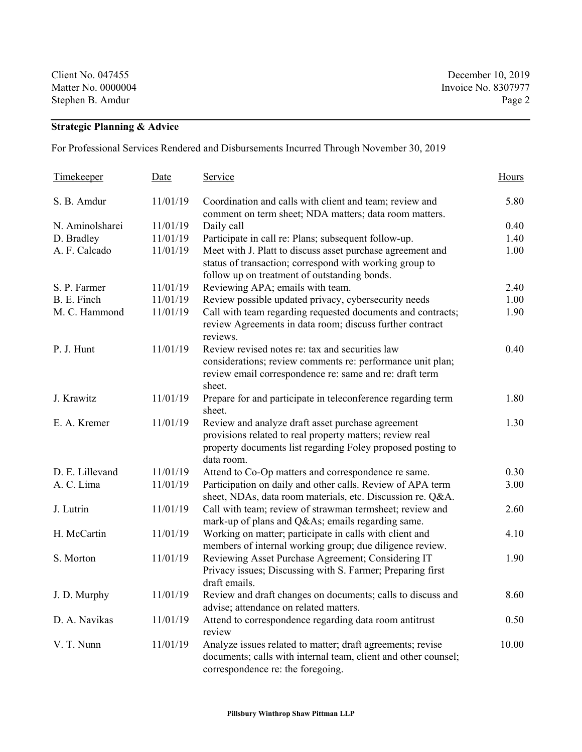Client No. 047455
Matter No. 0000004
Stephen B. Amdur

December 10, 2019
Invoice No. 8307977

## Strategic Planning & Advice

For Professional Services Rendered and Disbursements Incurred Through November 30, 2019

| Timekeeper | Date | Service | Hours |
|---|---|---|---|
| S. B. Amdur | 11/01/19 | Coordination and calls with client and team; review and comment on term sheet; NDA matters; data room matters. | 5.80 |
| N. Aminolsharei | 11/01/19 | Daily call | 0.40 |
| D. Bradley | 11/01/19 | Participate in call re: Plans; subsequent follow-up. | 1.40 |
| A. F. Calcado | 11/01/19 | Meet with J. Platt to discuss asset purchase agreement and status of transaction; correspond with working group to follow up on treatment of outstanding bonds. | 1.00 |
| S. P. Farmer | 11/01/19 | Reviewing APA; emails with team. | 2.40 |
| B. E. Finch | 11/01/19 | Review possible updated privacy, cybersecurity needs | 1.00 |
| M. C. Hammond | 11/01/19 | Call with team regarding requested documents and contracts; review Agreements in data room; discuss further contract reviews. | 1.90 |
| P. J. Hunt | 11/01/19 | Review revised notes re: tax and securities law considerations; review comments re: performance unit plan; review email correspondence re: same and re: draft term sheet. | 0.40 |
| J. Krawitz | 11/01/19 | Prepare for and participate in teleconference regarding term sheet. | 1.80 |
| E. A. Kremer | 11/01/19 | Review and analyze draft asset purchase agreement provisions related to real property matters; review real property documents list regarding Foley proposed posting to data room. | 1.30 |
| D. E. Lillevand | 11/01/19 | Attend to Co-Op matters and correspondence re same. | 0.30 |
| A. C. Lima | 11/01/19 | Participation on daily and other calls. Review of APA term sheet, NDAs, data room materials, etc. Discussion re. Q&A. | 3.00 |
| J. Lutrin | 11/01/19 | Call with team; review of strawman termsheet; review and mark-up of plans and Q&As; emails regarding same. | 2.60 |
| H. McCartin | 11/01/19 | Working on matter; participate in calls with client and members of internal working group; due diligence review. | 4.10 |
| S. Morton | 11/01/19 | Reviewing Asset Purchase Agreement; Considering IT Privacy issues; Discussing with S. Farmer; Preparing first draft emails. | 1.90 |
| J. D. Murphy | 11/01/19 | Review and draft changes on documents; calls to discuss and advise; attendance on related matters. | 8.60 |
| D. A. Navikas | 11/01/19 | Attend to correspondence regarding data room antitrust review | 0.50 |
| V. T. Nunn | 11/01/19 | Analyze issues related to matter; draft agreements; revise documents; calls with internal team, client and other counsel; correspondence re: the foregoing. | 10.00 |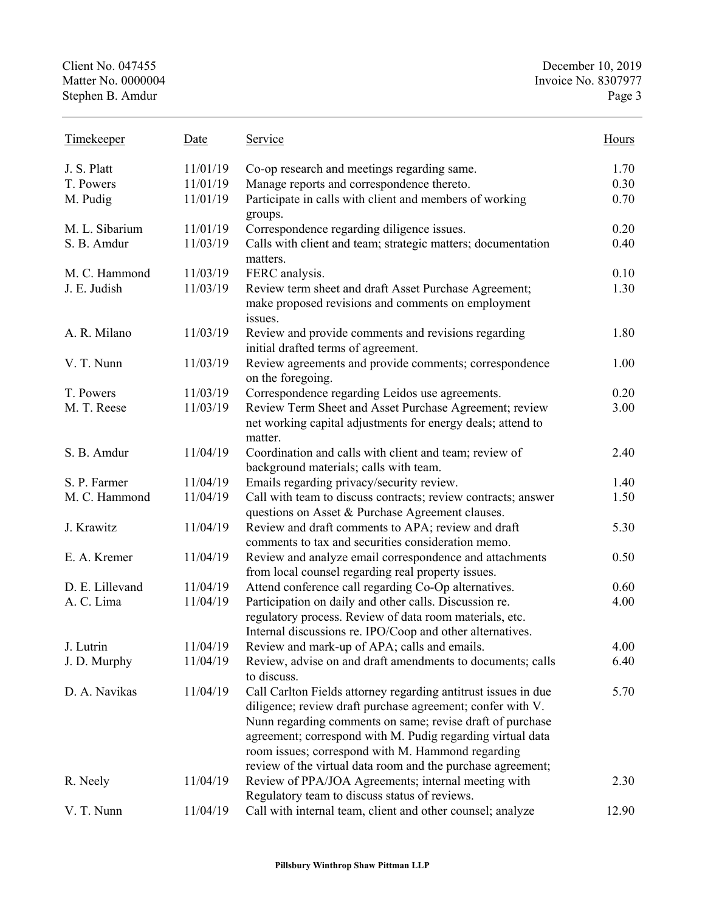| Timekeeper | Date | Service | Hours |
|---|---|---|---|
| J. S. Platt | 11/01/19 | Co-op research and meetings regarding same. | 1.70 |
| T. Powers | 11/01/19 | Manage reports and correspondence thereto. | 0.30 |
| M. Pudig | 11/01/19 | Participate in calls with client and members of working groups. | 0.70 |
| M. L. Sibarium | 11/01/19 | Correspondence regarding diligence issues. | 0.20 |
| S. B. Amdur | 11/03/19 | Calls with client and team; strategic matters; documentation matters. | 0.40 |
| M. C. Hammond | 11/03/19 | FERC analysis. | 0.10 |
| J. E. Judish | 11/03/19 | Review term sheet and draft Asset Purchase Agreement; make proposed revisions and comments on employment issues. | 1.30 |
| A. R. Milano | 11/03/19 | Review and provide comments and revisions regarding initial drafted terms of agreement. | 1.80 |
| V. T. Nunn | 11/03/19 | Review agreements and provide comments; correspondence on the foregoing. | 1.00 |
| T. Powers | 11/03/19 | Correspondence regarding Leidos use agreements. | 0.20 |
| M. T. Reese | 11/03/19 | Review Term Sheet and Asset Purchase Agreement; review net working capital adjustments for energy deals; attend to matter. | 3.00 |
| S. B. Amdur | 11/04/19 | Coordination and calls with client and team; review of background materials; calls with team. | 2.40 |
| S. P. Farmer | 11/04/19 | Emails regarding privacy/security review. | 1.40 |
| M. C. Hammond | 11/04/19 | Call with team to discuss contracts; review contracts; answer questions on Asset & Purchase Agreement clauses. | 1.50 |
| J. Krawitz | 11/04/19 | Review and draft comments to APA; review and draft comments to tax and securities consideration memo. | 5.30 |
| E. A. Kremer | 11/04/19 | Review and analyze email correspondence and attachments from local counsel regarding real property issues. | 0.50 |
| D. E. Lillevand | 11/04/19 | Attend conference call regarding Co-Op alternatives. | 0.60 |
| A. C. Lima | 11/04/19 | Participation on daily and other calls. Discussion re. regulatory process. Review of data room materials, etc. Internal discussions re. IPO/Coop and other alternatives. | 4.00 |
| J. Lutrin | 11/04/19 | Review and mark-up of APA; calls and emails. | 4.00 |
| J. D. Murphy | 11/04/19 | Review, advise on and draft amendments to documents; calls to discuss. | 6.40 |
| D. A. Navikas | 11/04/19 | Call Carlton Fields attorney regarding antitrust issues in due diligence; review draft purchase agreement; confer with V. Nunn regarding comments on same; revise draft of purchase agreement; correspond with M. Pudig regarding virtual data room issues; correspond with M. Hammond regarding review of the virtual data room and the purchase agreement; | 5.70 |
| R. Neely | 11/04/19 | Review of PPA/JOA Agreements; internal meeting with Regulatory team to discuss status of reviews. | 2.30 |
| V. T. Nunn | 11/04/19 | Call with internal team, client and other counsel; analyze | 12.90 |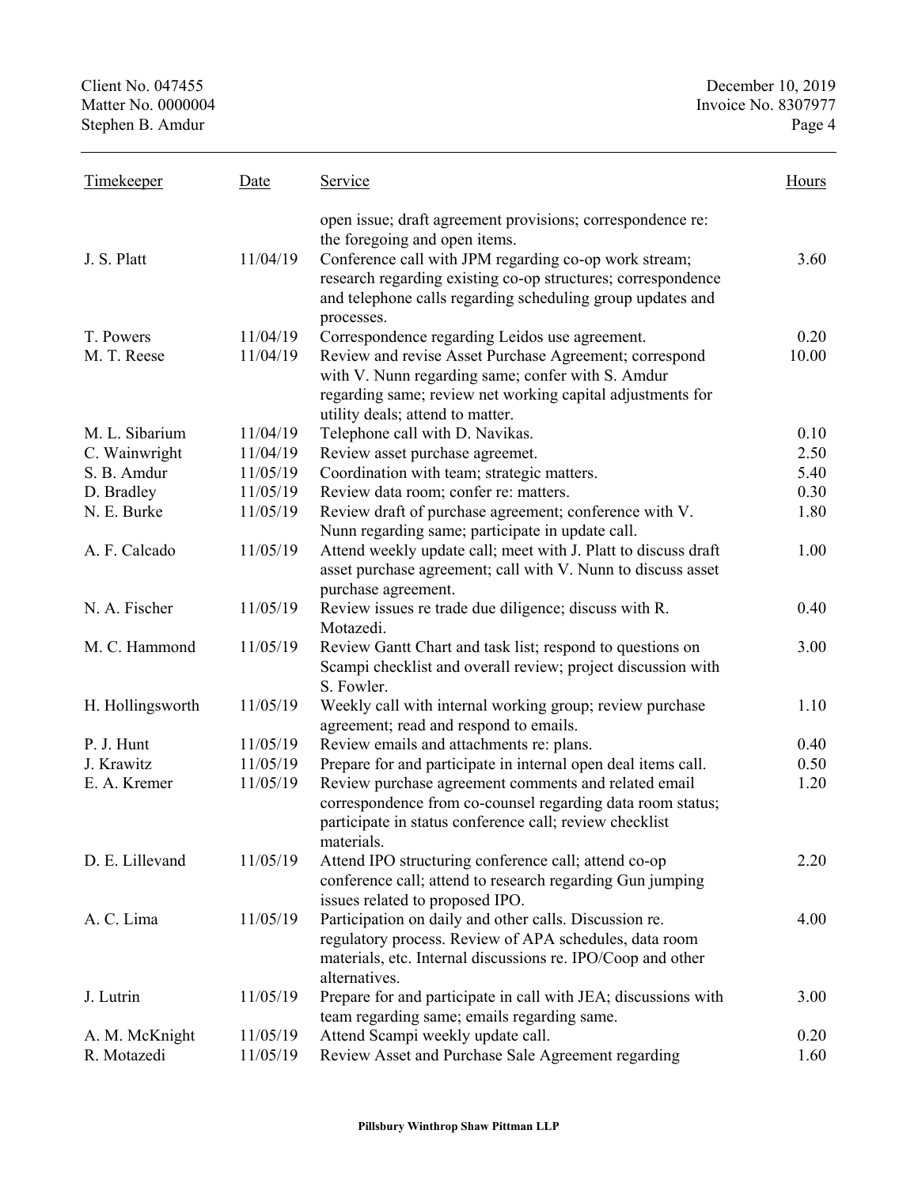| Timekeeper | Date | Service | Hours |
|---|---|---|---|
| | | open issue; draft agreement provisions; correspondence re: the foregoing and open items. | |
| J. S. Platt | 11/04/19 | Conference call with JPM regarding co-op work stream; research regarding existing co-op structures; correspondence and telephone calls regarding scheduling group updates and processes. | 3.60 |
| T. Powers | 11/04/19 | Correspondence regarding Leidos use agreement. | 0.20 |
| M. T. Reese | 11/04/19 | Review and revise Asset Purchase Agreement; correspond with V. Nunn regarding same; confer with S. Amdur regarding same; review net working capital adjustments for utility deals; attend to matter. | 10.00 |
| M. L. Sibarium | 11/04/19 | Telephone call with D. Navikas. | 0.10 |
| C. Wainwright | 11/04/19 | Review asset purchase agreemet. | 2.50 |
| S. B. Amdur | 11/05/19 | Coordination with team; strategic matters. | 5.40 |
| D. Bradley | 11/05/19 | Review data room; confer re: matters. | 0.30 |
| N. E. Burke | 11/05/19 | Review draft of purchase agreement; conference with V. Nunn regarding same; participate in update call. | 1.80 |
| A. F. Calcado | 11/05/19 | Attend weekly update call; meet with J. Platt to discuss draft asset purchase agreement; call with V. Nunn to discuss asset purchase agreement. | 1.00 |
| N. A. Fischer | 11/05/19 | Review issues re trade due diligence; discuss with R. Motazedi. | 0.40 |
| M. C. Hammond | 11/05/19 | Review Gantt Chart and task list; respond to questions on Scampi checklist and overall review; project discussion with S. Fowler. | 3.00 |
| H. Hollingsworth | 11/05/19 | Weekly call with internal working group; review purchase agreement; read and respond to emails. | 1.10 |
| P. J. Hunt | 11/05/19 | Review emails and attachments re: plans. | 0.40 |
| J. Krawitz | 11/05/19 | Prepare for and participate in internal open deal items call. | 0.50 |
| E. A. Kremer | 11/05/19 | Review purchase agreement comments and related email correspondence from co-counsel regarding data room status; participate in status conference call; review checklist materials. | 1.20 |
| D. E. Lillevand | 11/05/19 | Attend IPO structuring conference call; attend co-op conference call; attend to research regarding Gun jumping issues related to proposed IPO. | 2.20 |
| A. C. Lima | 11/05/19 | Participation on daily and other calls. Discussion re. regulatory process. Review of APA schedules, data room materials, etc. Internal discussions re. IPO/Coop and other alternatives. | 4.00 |
| J. Lutrin | 11/05/19 | Prepare for and participate in call with JEA; discussions with team regarding same; emails regarding same. | 3.00 |
| A. M. McKnight | 11/05/19 | Attend Scampi weekly update call. | 0.20 |
| R. Motazedi | 11/05/19 | Review Asset and Purchase Sale Agreement regarding | 1.60 |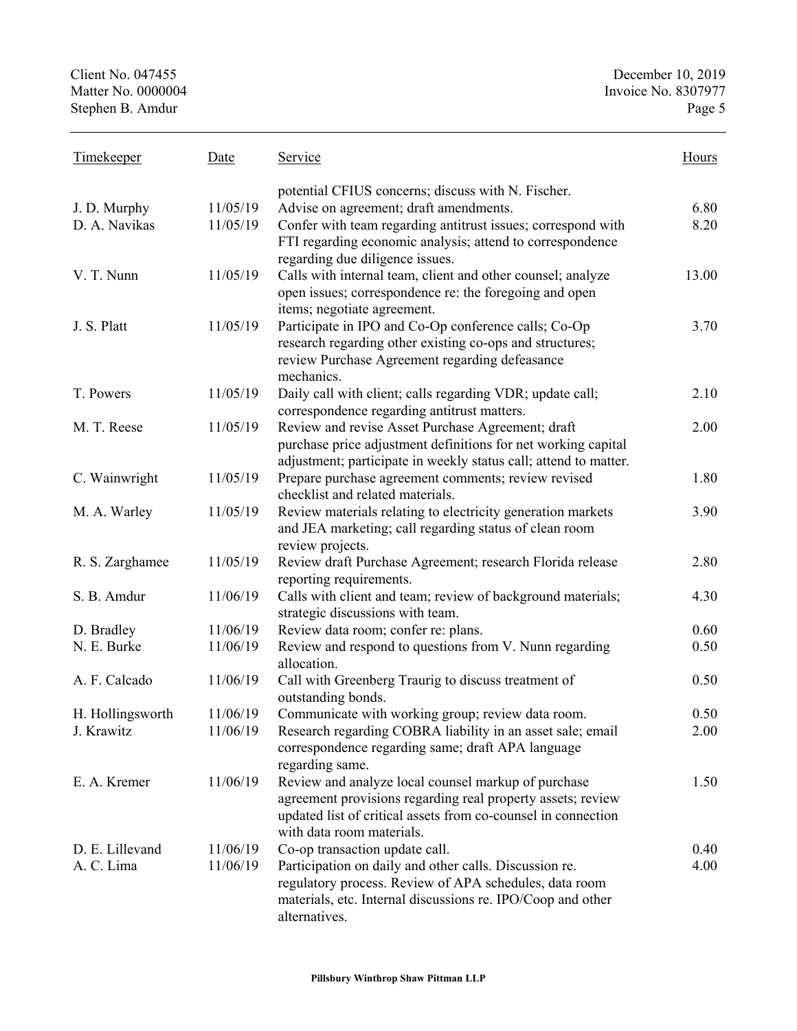| Timekeeper | Date | Service | Hours |
|---|---|---|---|
| | | potential CFIUS concerns; discuss with N. Fischer. | |
| J. D. Murphy | 11/05/19 | Advise on agreement; draft amendments. | 6.80 |
| D. A. Navikas | 11/05/19 | Confer with team regarding antitrust issues; correspond with FTI regarding economic analysis; attend to correspondence regarding due diligence issues. | 8.20 |
| V. T. Nunn | 11/05/19 | Calls with internal team, client and other counsel; analyze open issues; correspondence re: the foregoing and open items; negotiate agreement. | 13.00 |
| J. S. Platt | 11/05/19 | Participate in IPO and Co-Op conference calls; Co-Op research regarding other existing co-ops and structures; review Purchase Agreement regarding defeasance mechanics. | 3.70 |
| T. Powers | 11/05/19 | Daily call with client; calls regarding VDR; update call; correspondence regarding antitrust matters. | 2.10 |
| M. T. Reese | 11/05/19 | Review and revise Asset Purchase Agreement; draft purchase price adjustment definitions for net working capital adjustment; participate in weekly status call; attend to matter. | 2.00 |
| C. Wainwright | 11/05/19 | Prepare purchase agreement comments; review revised checklist and related materials. | 1.80 |
| M. A. Warley | 11/05/19 | Review materials relating to electricity generation markets and JEA marketing; call regarding status of clean room review projects. | 3.90 |
| R. S. Zarghamee | 11/05/19 | Review draft Purchase Agreement; research Florida release reporting requirements. | 2.80 |
| S. B. Amdur | 11/06/19 | Calls with client and team; review of background materials; strategic discussions with team. | 4.30 |
| D. Bradley | 11/06/19 | Review data room; confer re: plans. | 0.60 |
| N. E. Burke | 11/06/19 | Review and respond to questions from V. Nunn regarding allocation. | 0.50 |
| A. F. Calcado | 11/06/19 | Call with Greenberg Traurig to discuss treatment of outstanding bonds. | 0.50 |
| H. Hollingsworth | 11/06/19 | Communicate with working group; review data room. | 0.50 |
| J. Krawitz | 11/06/19 | Research regarding COBRA liability in an asset sale; email correspondence regarding same; draft APA language regarding same. | 2.00 |
| E. A. Kremer | 11/06/19 | Review and analyze local counsel markup of purchase agreement provisions regarding real property assets; review updated list of critical assets from co-counsel in connection with data room materials. | 1.50 |
| D. E. Lillevand | 11/06/19 | Co-op transaction update call. | 0.40 |
| A. C. Lima | 11/06/19 | Participation on daily and other calls. Discussion re. regulatory process. Review of APA schedules, data room materials, etc. Internal discussions re. IPO/Coop and other alternatives. | 4.00 |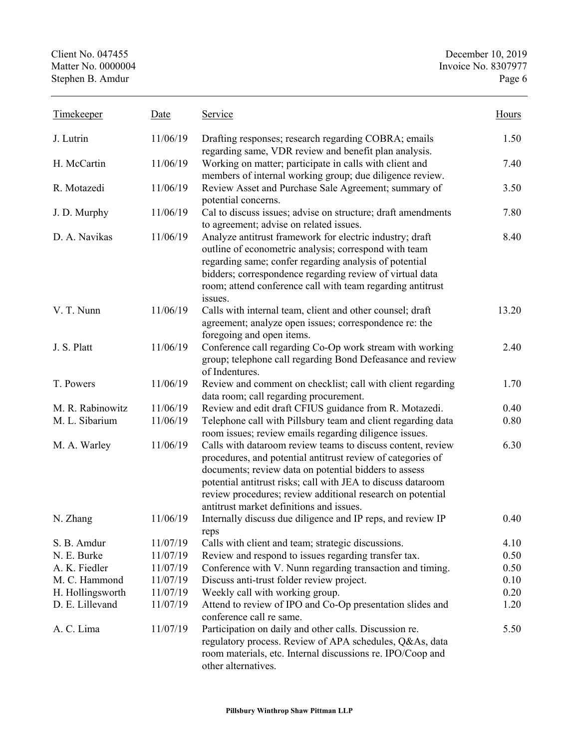| Timekeeper | Date | Service | Hours |
|---|---|---|---|
| J. Lutrin | 11/06/19 | Drafting responses; research regarding COBRA; emails regarding same, VDR review and benefit plan analysis. | 1.50 |
| H. McCartin | 11/06/19 | Working on matter; participate in calls with client and members of internal working group; due diligence review. | 7.40 |
| R. Motazedi | 11/06/19 | Review Asset and Purchase Sale Agreement; summary of potential concerns. | 3.50 |
| J. D. Murphy | 11/06/19 | Cal to discuss issues; advise on structure; draft amendments to agreement; advise on related issues. | 7.80 |
| D. A. Navikas | 11/06/19 | Analyze antitrust framework for electric industry; draft outline of econometric analysis; correspond with team regarding same; confer regarding analysis of potential bidders; correspondence regarding review of virtual data room; attend conference call with team regarding antitrust issues. | 8.40 |
| V. T. Nunn | 11/06/19 | Calls with internal team, client and other counsel; draft agreement; analyze open issues; correspondence re: the foregoing and open items. | 13.20 |
| J. S. Platt | 11/06/19 | Conference call regarding Co-Op work stream with working group; telephone call regarding Bond Defeasance and review of Indentures. | 2.40 |
| T. Powers | 11/06/19 | Review and comment on checklist; call with client regarding data room; call regarding procurement. | 1.70 |
| M. R. Rabinowitz | 11/06/19 | Review and edit draft CFIUS guidance from R. Motazedi. | 0.40 |
| M. L. Sibarium | 11/06/19 | Telephone call with Pillsbury team and client regarding data room issues; review emails regarding diligence issues. | 0.80 |
| M. A. Warley | 11/06/19 | Calls with dataroom review teams to discuss content, review procedures, and potential antitrust review of categories of documents; review data on potential bidders to assess potential antitrust risks; call with JEA to discuss dataroom review procedures; review additional research on potential antitrust market definitions and issues. | 6.30 |
| N. Zhang | 11/06/19 | Internally discuss due diligence and IP reps, and review IP reps | 0.40 |
| S. B. Amdur | 11/07/19 | Calls with client and team; strategic discussions. | 4.10 |
| N. E. Burke | 11/07/19 | Review and respond to issues regarding transfer tax. | 0.50 |
| A. K. Fiedler | 11/07/19 | Conference with V. Nunn regarding transaction and timing. | 0.50 |
| M. C. Hammond | 11/07/19 | Discuss anti-trust folder review project. | 0.10 |
| H. Hollingsworth | 11/07/19 | Weekly call with working group. | 0.20 |
| D. E. Lillevand | 11/07/19 | Attend to review of IPO and Co-Op presentation slides and conference call re same. | 1.20 |
| A. C. Lima | 11/07/19 | Participation on daily and other calls. Discussion re. regulatory process. Review of APA schedules, Q&As, data room materials, etc. Internal discussions re. IPO/Coop and other alternatives. | 5.50 |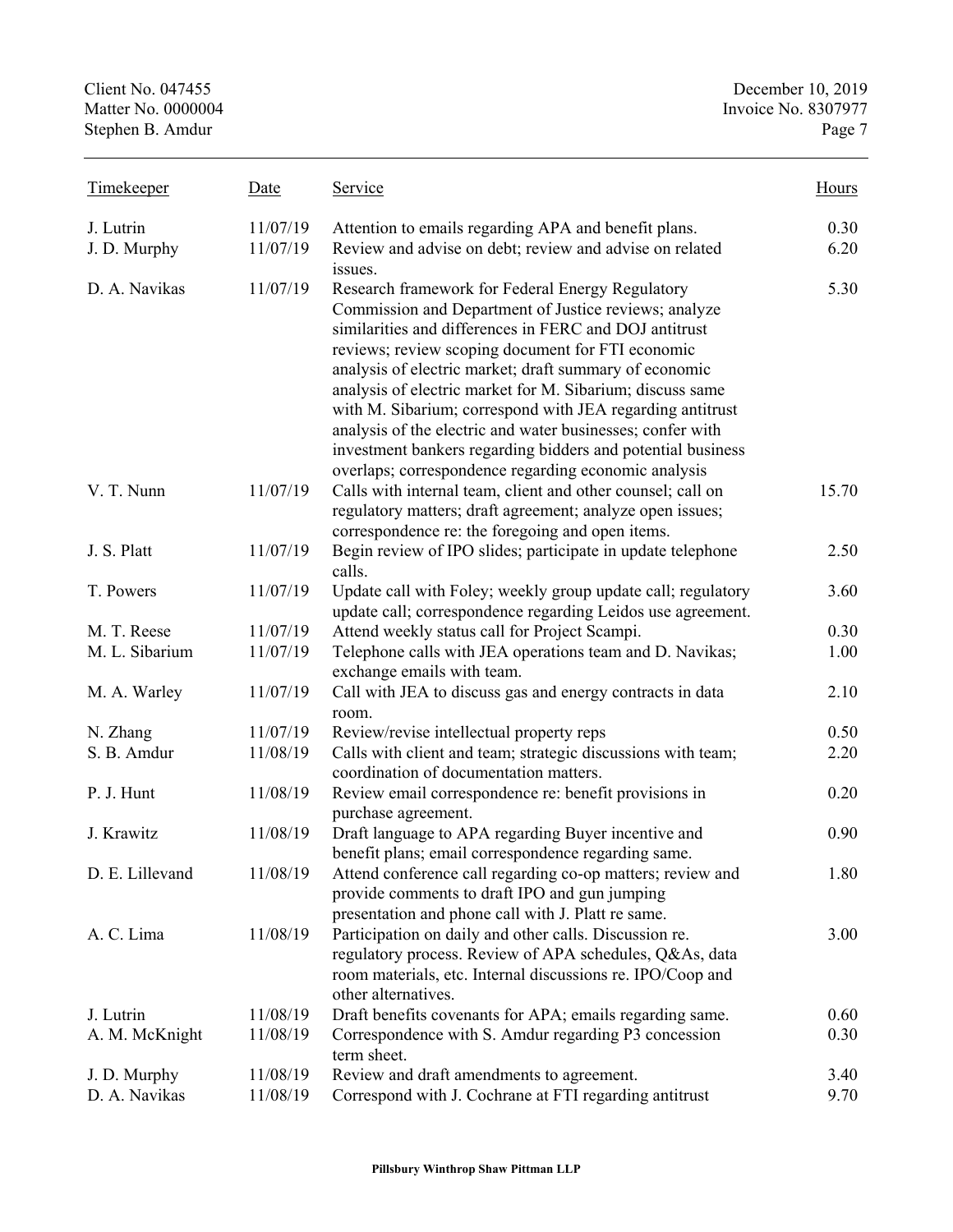| Timekeeper | Date | Service | Hours |
|---|---|---|---|
| J. Lutrin | 11/07/19 | Attention to emails regarding APA and benefit plans. | 0.30 |
| J. D. Murphy | 11/07/19 | Review and advise on debt; review and advise on related issues. | 6.20 |
| D. A. Navikas | 11/07/19 | Research framework for Federal Energy Regulatory Commission and Department of Justice reviews; analyze similarities and differences in FERC and DOJ antitrust reviews; review scoping document for FTI economic analysis of electric market; draft summary of economic analysis of electric market for M. Sibarium; discuss same with M. Sibarium; correspond with JEA regarding antitrust analysis of the electric and water businesses; confer with investment bankers regarding bidders and potential business overlaps; correspondence regarding economic analysis | 5.30 |
| V. T. Nunn | 11/07/19 | Calls with internal team, client and other counsel; call on regulatory matters; draft agreement; analyze open issues; correspondence re: the foregoing and open items. | 15.70 |
| J. S. Platt | 11/07/19 | Begin review of IPO slides; participate in update telephone calls. | 2.50 |
| T. Powers | 11/07/19 | Update call with Foley; weekly group update call; regulatory update call; correspondence regarding Leidos use agreement. | 3.60 |
| M. T. Reese | 11/07/19 | Attend weekly status call for Project Scampi. | 0.30 |
| M. L. Sibarium | 11/07/19 | Telephone calls with JEA operations team and D. Navikas; exchange emails with team. | 1.00 |
| M. A. Warley | 11/07/19 | Call with JEA to discuss gas and energy contracts in data room. | 2.10 |
| N. Zhang | 11/07/19 | Review/revise intellectual property reps | 0.50 |
| S. B. Amdur | 11/08/19 | Calls with client and team; strategic discussions with team; coordination of documentation matters. | 2.20 |
| P. J. Hunt | 11/08/19 | Review email correspondence re: benefit provisions in purchase agreement. | 0.20 |
| J. Krawitz | 11/08/19 | Draft language to APA regarding Buyer incentive and benefit plans; email correspondence regarding same. | 0.90 |
| D. E. Lillevand | 11/08/19 | Attend conference call regarding co-op matters; review and provide comments to draft IPO and gun jumping presentation and phone call with J. Platt re same. | 1.80 |
| A. C. Lima | 11/08/19 | Participation on daily and other calls. Discussion re. regulatory process. Review of APA schedules, Q&As, data room materials, etc. Internal discussions re. IPO/Coop and other alternatives. | 3.00 |
| J. Lutrin | 11/08/19 | Draft benefits covenants for APA; emails regarding same. | 0.60 |
| A. M. McKnight | 11/08/19 | Correspondence with S. Amdur regarding P3 concession term sheet. | 0.30 |
| J. D. Murphy | 11/08/19 | Review and draft amendments to agreement. | 3.40 |
| D. A. Navikas | 11/08/19 | Correspond with J. Cochrane at FTI regarding antitrust | 9.70 |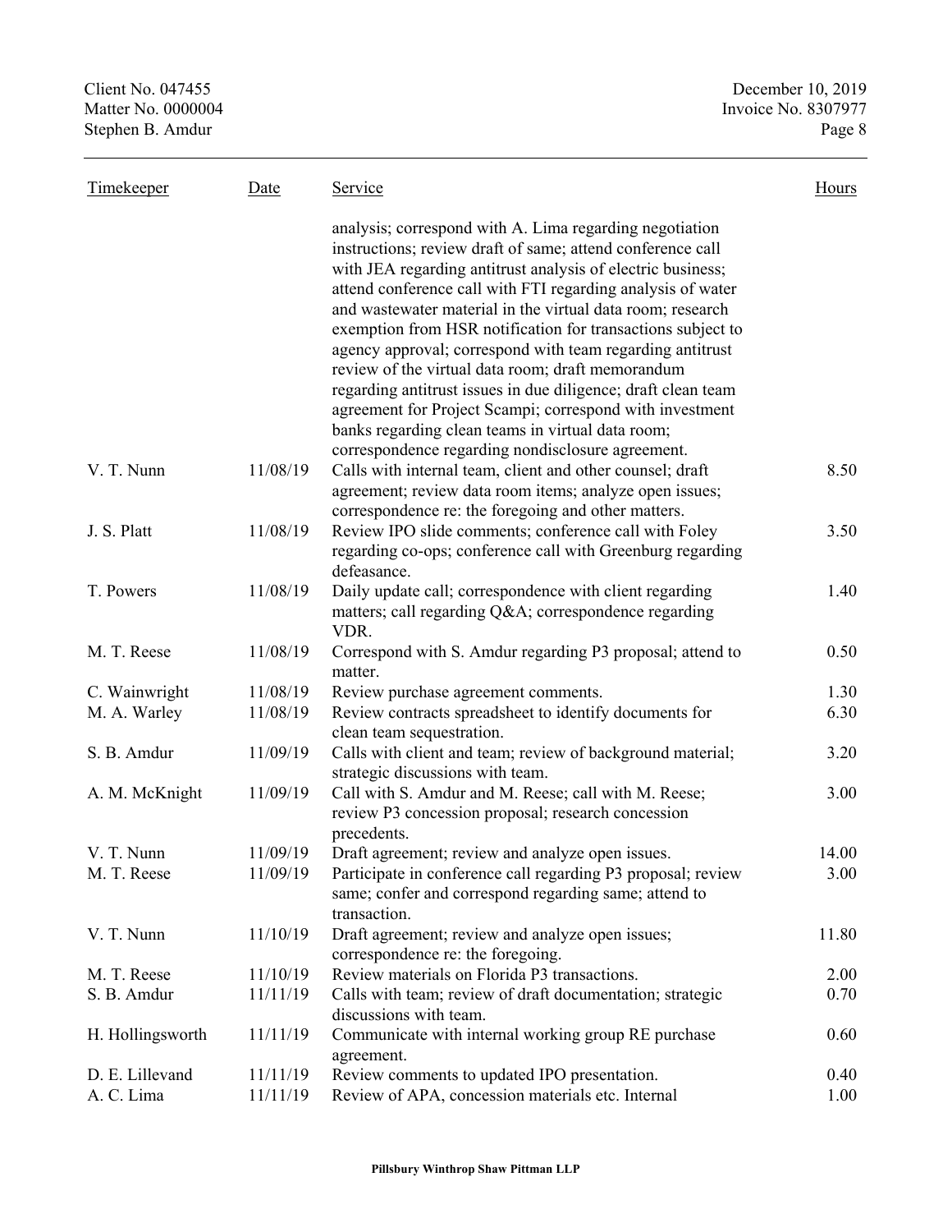| Timekeeper | Date | Service | Hours |
|---|---|---|---|
| | | analysis; correspond with A. Lima regarding negotiation instructions; review draft of same; attend conference call with JEA regarding antitrust analysis of electric business; attend conference call with FTI regarding analysis of water and wastewater material in the virtual data room; research exemption from HSR notification for transactions subject to agency approval; correspond with team regarding antitrust review of the virtual data room; draft memorandum regarding antitrust issues in due diligence; draft clean team agreement for Project Scampi; correspond with investment banks regarding clean teams in virtual data room; correspondence regarding nondisclosure agreement. | |
| V. T. Nunn | 11/08/19 | Calls with internal team, client and other counsel; draft agreement; review data room items; analyze open issues; correspondence re: the foregoing and other matters. | 8.50 |
| J. S. Platt | 11/08/19 | Review IPO slide comments; conference call with Foley regarding co-ops; conference call with Greenburg regarding defeasance. | 3.50 |
| T. Powers | 11/08/19 | Daily update call; correspondence with client regarding matters; call regarding Q&A; correspondence regarding VDR. | 1.40 |
| M. T. Reese | 11/08/19 | Correspond with S. Amdur regarding P3 proposal; attend to matter. | 0.50 |
| C. Wainwright | 11/08/19 | Review purchase agreement comments. | 1.30 |
| M. A. Warley | 11/08/19 | Review contracts spreadsheet to identify documents for clean team sequestration. | 6.30 |
| S. B. Amdur | 11/09/19 | Calls with client and team; review of background material; strategic discussions with team. | 3.20 |
| A. M. McKnight | 11/09/19 | Call with S. Amdur and M. Reese; call with M. Reese; review P3 concession proposal; research concession precedents. | 3.00 |
| V. T. Nunn | 11/09/19 | Draft agreement; review and analyze open issues. | 14.00 |
| M. T. Reese | 11/09/19 | Participate in conference call regarding P3 proposal; review same; confer and correspond regarding same; attend to transaction. | 3.00 |
| V. T. Nunn | 11/10/19 | Draft agreement; review and analyze open issues; correspondence re: the foregoing. | 11.80 |
| M. T. Reese | 11/10/19 | Review materials on Florida P3 transactions. | 2.00 |
| S. B. Amdur | 11/11/19 | Calls with team; review of draft documentation; strategic discussions with team. | 0.70 |
| H. Hollingsworth | 11/11/19 | Communicate with internal working group RE purchase agreement. | 0.60 |
| D. E. Lillevand | 11/11/19 | Review comments to updated IPO presentation. | 0.40 |
| A. C. Lima | 11/11/19 | Review of APA, concession materials etc. Internal | 1.00 |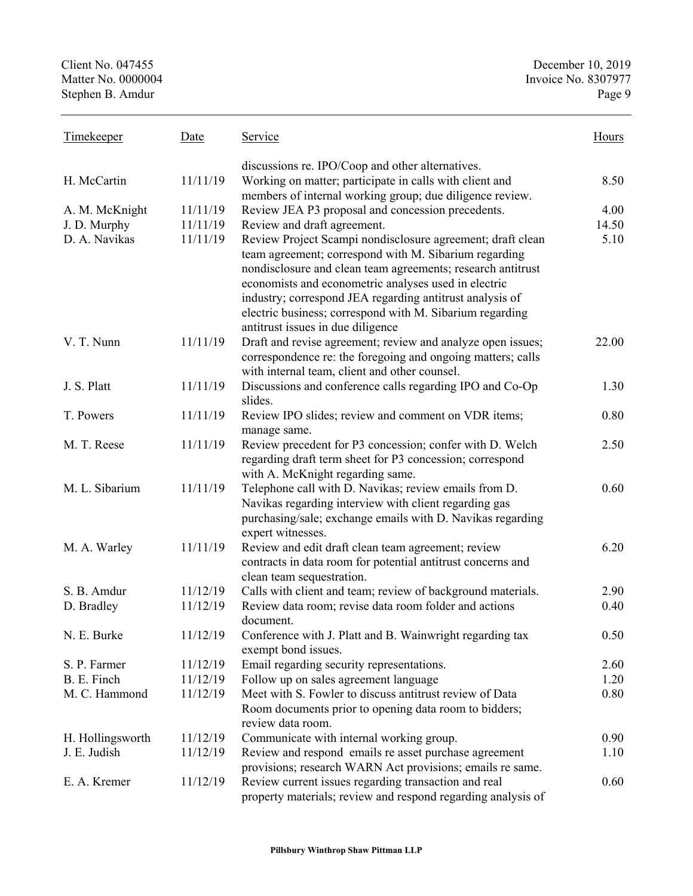| Timekeeper | Date | Service | Hours |
|---|---|---|---|
| | | discussions re. IPO/Coop and other alternatives. | |
| H. McCartin | 11/11/19 | Working on matter; participate in calls with client and members of internal working group; due diligence review. | 8.50 |
| A. M. McKnight | 11/11/19 | Review JEA P3 proposal and concession precedents. | 4.00 |
| J. D. Murphy | 11/11/19 | Review and draft agreement. | 14.50 |
| D. A. Navikas | 11/11/19 | Review Project Scampi nondisclosure agreement; draft clean team agreement; correspond with M. Sibarium regarding nondisclosure and clean team agreements; research antitrust economists and econometric analyses used in electric industry; correspond JEA regarding antitrust analysis of electric business; correspond with M. Sibarium regarding antitrust issues in due diligence | 5.10 |
| V. T. Nunn | 11/11/19 | Draft and revise agreement; review and analyze open issues; correspondence re: the foregoing and ongoing matters; calls with internal team, client and other counsel. | 22.00 |
| J. S. Platt | 11/11/19 | Discussions and conference calls regarding IPO and Co-Op slides. | 1.30 |
| T. Powers | 11/11/19 | Review IPO slides; review and comment on VDR items; manage same. | 0.80 |
| M. T. Reese | 11/11/19 | Review precedent for P3 concession; confer with D. Welch regarding draft term sheet for P3 concession; correspond with A. McKnight regarding same. | 2.50 |
| M. L. Sibarium | 11/11/19 | Telephone call with D. Navikas; review emails from D. Navikas regarding interview with client regarding gas purchasing/sale; exchange emails with D. Navikas regarding expert witnesses. | 0.60 |
| M. A. Warley | 11/11/19 | Review and edit draft clean team agreement; review contracts in data room for potential antitrust concerns and clean team sequestration. | 6.20 |
| S. B. Amdur | 11/12/19 | Calls with client and team; review of background materials. | 2.90 |
| D. Bradley | 11/12/19 | Review data room; revise data room folder and actions document. | 0.40 |
| N. E. Burke | 11/12/19 | Conference with J. Platt and B. Wainwright regarding tax exempt bond issues. | 0.50 |
| S. P. Farmer | 11/12/19 | Email regarding security representations. | 2.60 |
| B. E. Finch | 11/12/19 | Follow up on sales agreement language | 1.20 |
| M. C. Hammond | 11/12/19 | Meet with S. Fowler to discuss antitrust review of Data Room documents prior to opening data room to bidders; review data room. | 0.80 |
| H. Hollingsworth | 11/12/19 | Communicate with internal working group. | 0.90 |
| J. E. Judish | 11/12/19 | Review and respond emails re asset purchase agreement provisions; research WARN Act provisions; emails re same. | 1.10 |
| E. A. Kremer | 11/12/19 | Review current issues regarding transaction and real property materials; review and respond regarding analysis of | 0.60 |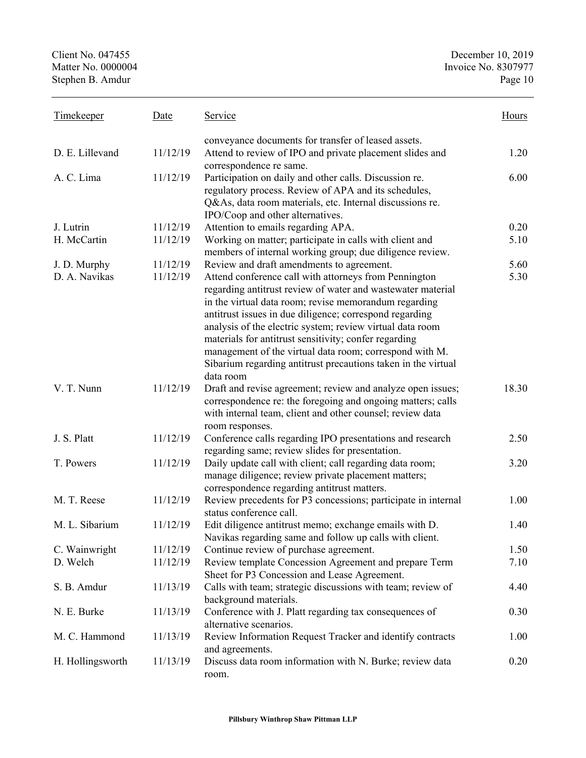| Timekeeper | Date | Service | Hours |
|---|---|---|---|
| | | conveyance documents for transfer of leased assets. | |
| D. E. Lillevand | 11/12/19 | Attend to review of IPO and private placement slides and correspondence re same. | 1.20 |
| A. C. Lima | 11/12/19 | Participation on daily and other calls. Discussion re. regulatory process. Review of APA and its schedules, Q&As, data room materials, etc. Internal discussions re. IPO/Coop and other alternatives. | 6.00 |
| J. Lutrin | 11/12/19 | Attention to emails regarding APA. | 0.20 |
| H. McCartin | 11/12/19 | Working on matter; participate in calls with client and members of internal working group; due diligence review. | 5.10 |
| J. D. Murphy | 11/12/19 | Review and draft amendments to agreement. | 5.60 |
| D. A. Navikas | 11/12/19 | Attend conference call with attorneys from Pennington regarding antitrust review of water and wastewater material in the virtual data room; revise memorandum regarding antitrust issues in due diligence; correspond regarding analysis of the electric system; review virtual data room materials for antitrust sensitivity; confer regarding management of the virtual data room; correspond with M. Sibarium regarding antitrust precautions taken in the virtual data room | 5.30 |
| V. T. Nunn | 11/12/19 | Draft and revise agreement; review and analyze open issues; correspondence re: the foregoing and ongoing matters; calls with internal team, client and other counsel; review data room responses. | 18.30 |
| J. S. Platt | 11/12/19 | Conference calls regarding IPO presentations and research regarding same; review slides for presentation. | 2.50 |
| T. Powers | 11/12/19 | Daily update call with client; call regarding data room; manage diligence; review private placement matters; correspondence regarding antitrust matters. | 3.20 |
| M. T. Reese | 11/12/19 | Review precedents for P3 concessions; participate in internal status conference call. | 1.00 |
| M. L. Sibarium | 11/12/19 | Edit diligence antitrust memo; exchange emails with D. Navikas regarding same and follow up calls with client. | 1.40 |
| C. Wainwright | 11/12/19 | Continue review of purchase agreement. | 1.50 |
| D. Welch | 11/12/19 | Review template Concession Agreement and prepare Term Sheet for P3 Concession and Lease Agreement. | 7.10 |
| S. B. Amdur | 11/13/19 | Calls with team; strategic discussions with team; review of background materials. | 4.40 |
| N. E. Burke | 11/13/19 | Conference with J. Platt regarding tax consequences of alternative scenarios. | 0.30 |
| M. C. Hammond | 11/13/19 | Review Information Request Tracker and identify contracts and agreements. | 1.00 |
| H. Hollingsworth | 11/13/19 | Discuss data room information with N. Burke; review data room. | 0.20 |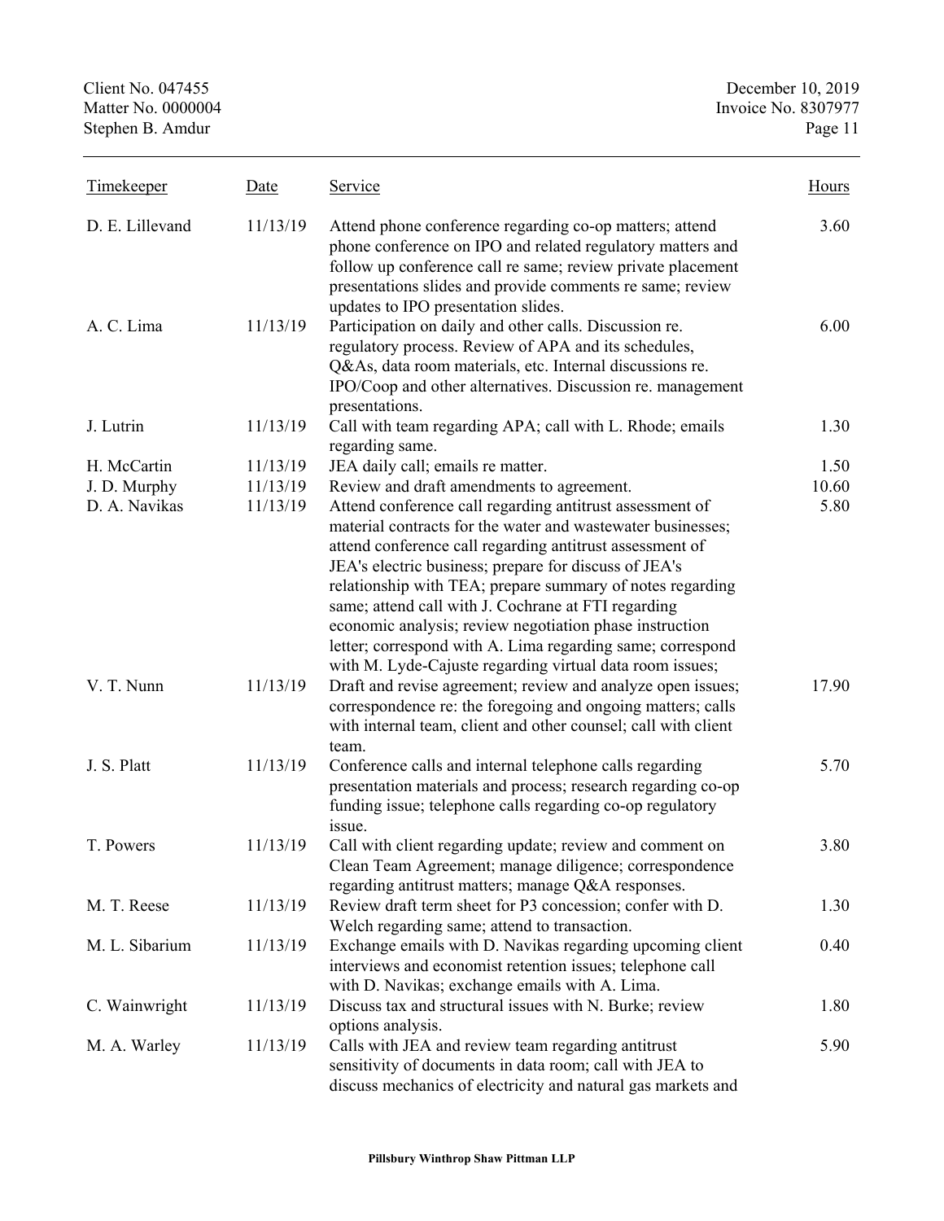| Timekeeper | Date | Service | Hours |
|---|---|---|---|
| D. E. Lillevand | 11/13/19 | Attend phone conference regarding co-op matters; attend phone conference on IPO and related regulatory matters and follow up conference call re same; review private placement presentations slides and provide comments re same; review updates to IPO presentation slides. | 3.60 |
| A. C. Lima | 11/13/19 | Participation on daily and other calls. Discussion re. regulatory process. Review of APA and its schedules, Q&As, data room materials, etc. Internal discussions re. IPO/Coop and other alternatives. Discussion re. management presentations. | 6.00 |
| J. Lutrin | 11/13/19 | Call with team regarding APA; call with L. Rhode; emails regarding same. | 1.30 |
| H. McCartin | 11/13/19 | JEA daily call; emails re matter. | 1.50 |
| J. D. Murphy | 11/13/19 | Review and draft amendments to agreement. | 10.60 |
| D. A. Navikas | 11/13/19 | Attend conference call regarding antitrust assessment of material contracts for the water and wastewater businesses; attend conference call regarding antitrust assessment of JEA's electric business; prepare for discuss of JEA's relationship with TEA; prepare summary of notes regarding same; attend call with J. Cochrane at FTI regarding economic analysis; review negotiation phase instruction letter; correspond with A. Lima regarding same; correspond with M. Lyde-Cajuste regarding virtual data room issues; | 5.80 |
| V. T. Nunn | 11/13/19 | Draft and revise agreement; review and analyze open issues; correspondence re: the foregoing and ongoing matters; calls with internal team, client and other counsel; call with client team. | 17.90 |
| J. S. Platt | 11/13/19 | Conference calls and internal telephone calls regarding presentation materials and process; research regarding co-op funding issue; telephone calls regarding co-op regulatory issue. | 5.70 |
| T. Powers | 11/13/19 | Call with client regarding update; review and comment on Clean Team Agreement; manage diligence; correspondence regarding antitrust matters; manage Q&A responses. | 3.80 |
| M. T. Reese | 11/13/19 | Review draft term sheet for P3 concession; confer with D. Welch regarding same; attend to transaction. | 1.30 |
| M. L. Sibarium | 11/13/19 | Exchange emails with D. Navikas regarding upcoming client interviews and economist retention issues; telephone call with D. Navikas; exchange emails with A. Lima. | 0.40 |
| C. Wainwright | 11/13/19 | Discuss tax and structural issues with N. Burke; review options analysis. | 1.80 |
| M. A. Warley | 11/13/19 | Calls with JEA and review team regarding antitrust sensitivity of documents in data room; call with JEA to discuss mechanics of electricity and natural gas markets and | 5.90 |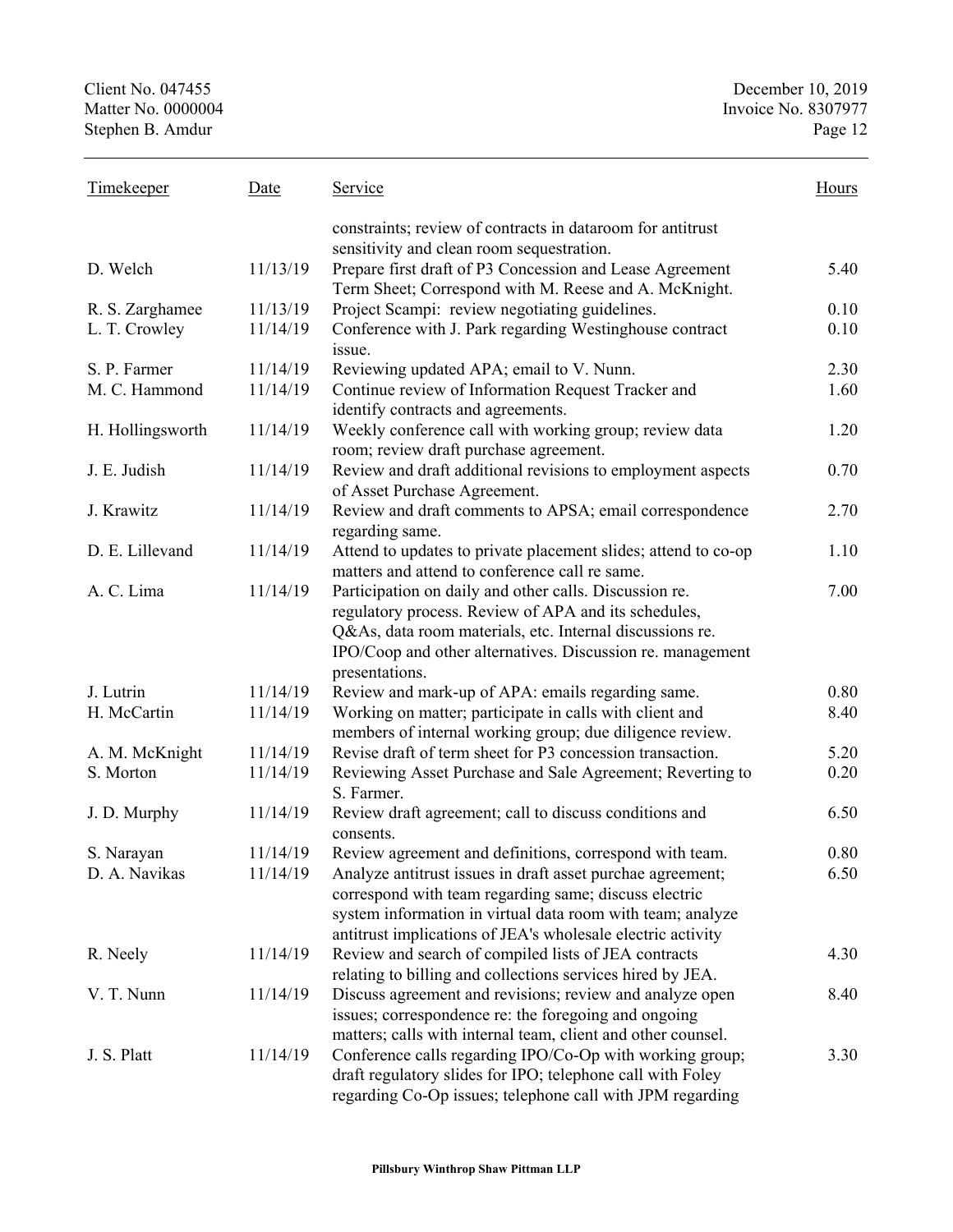| Timekeeper | Date | Service | Hours |
|---|---|---|---|
| | | constraints; review of contracts in dataroom for antitrust sensitivity and clean room sequestration. | |
| D. Welch | 11/13/19 | Prepare first draft of P3 Concession and Lease Agreement Term Sheet; Correspond with M. Reese and A. McKnight. | 5.40 |
| R. S. Zarghamee | 11/13/19 | Project Scampi: review negotiating guidelines. | 0.10 |
| L. T. Crowley | 11/14/19 | Conference with J. Park regarding Westinghouse contract issue. | 0.10 |
| S. P. Farmer | 11/14/19 | Reviewing updated APA; email to V. Nunn. | 2.30 |
| M. C. Hammond | 11/14/19 | Continue review of Information Request Tracker and identify contracts and agreements. | 1.60 |
| H. Hollingsworth | 11/14/19 | Weekly conference call with working group; review data room; review draft purchase agreement. | 1.20 |
| J. E. Judish | 11/14/19 | Review and draft additional revisions to employment aspects of Asset Purchase Agreement. | 0.70 |
| J. Krawitz | 11/14/19 | Review and draft comments to APSA; email correspondence regarding same. | 2.70 |
| D. E. Lillevand | 11/14/19 | Attend to updates to private placement slides; attend to co-op matters and attend to conference call re same. | 1.10 |
| A. C. Lima | 11/14/19 | Participation on daily and other calls. Discussion re. regulatory process. Review of APA and its schedules, Q&As, data room materials, etc. Internal discussions re. IPO/Coop and other alternatives. Discussion re. management presentations. | 7.00 |
| J. Lutrin | 11/14/19 | Review and mark-up of APA: emails regarding same. | 0.80 |
| H. McCartin | 11/14/19 | Working on matter; participate in calls with client and members of internal working group; due diligence review. | 8.40 |
| A. M. McKnight | 11/14/19 | Revise draft of term sheet for P3 concession transaction. | 5.20 |
| S. Morton | 11/14/19 | Reviewing Asset Purchase and Sale Agreement; Reverting to S. Farmer. | 0.20 |
| J. D. Murphy | 11/14/19 | Review draft agreement; call to discuss conditions and consents. | 6.50 |
| S. Narayan | 11/14/19 | Review agreement and definitions, correspond with team. | 0.80 |
| D. A. Navikas | 11/14/19 | Analyze antitrust issues in draft asset purchae agreement; correspond with team regarding same; discuss electric system information in virtual data room with team; analyze antitrust implications of JEA's wholesale electric activity | 6.50 |
| R. Neely | 11/14/19 | Review and search of compiled lists of JEA contracts relating to billing and collections services hired by JEA. | 4.30 |
| V. T. Nunn | 11/14/19 | Discuss agreement and revisions; review and analyze open issues; correspondence re: the foregoing and ongoing matters; calls with internal team, client and other counsel. | 8.40 |
| J. S. Platt | 11/14/19 | Conference calls regarding IPO/Co-Op with working group; draft regulatory slides for IPO; telephone call with Foley regarding Co-Op issues; telephone call with JPM regarding | 3.30 |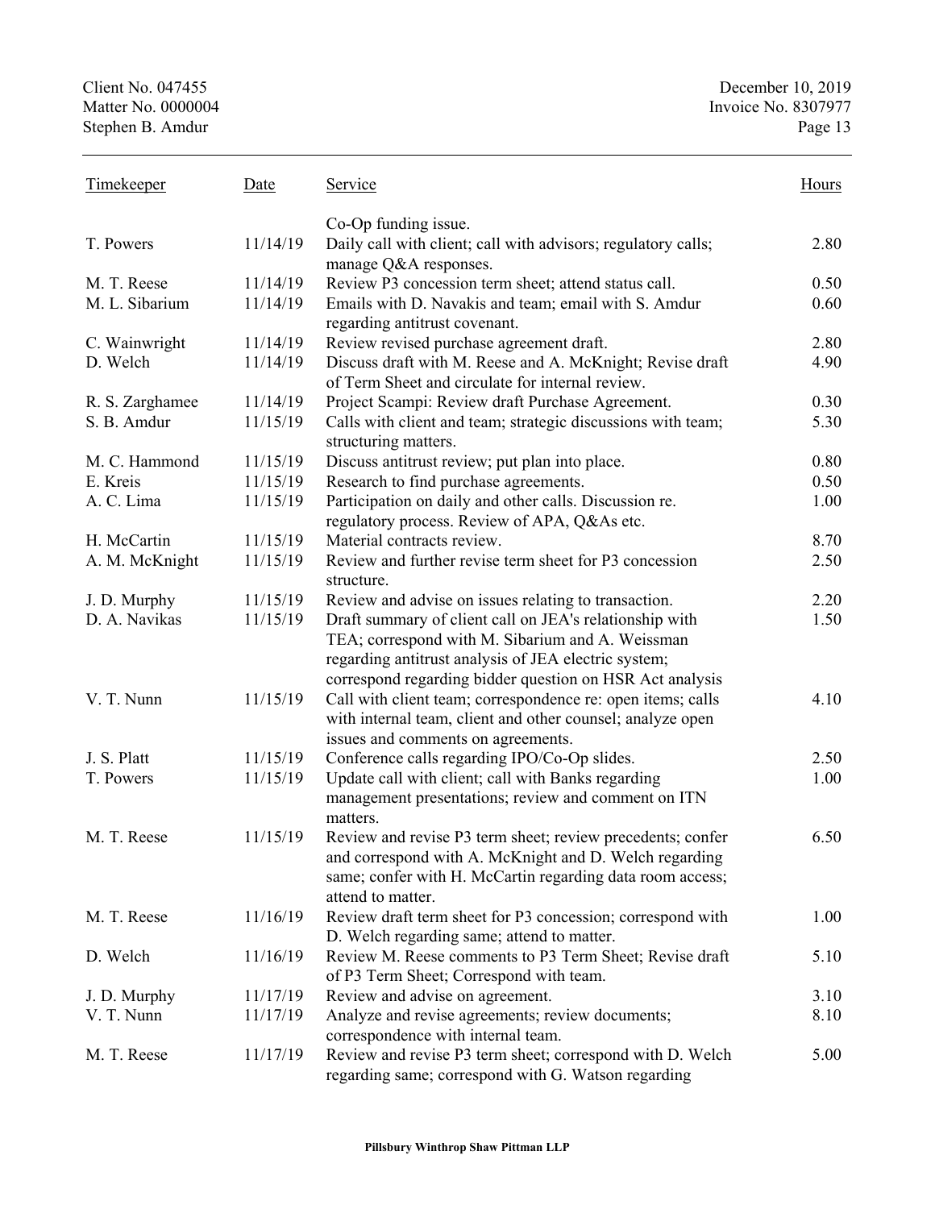| Timekeeper | Date | Service | Hours |
|---|---|---|---|
| | | Co-Op funding issue. | |
| T. Powers | 11/14/19 | Daily call with client; call with advisors; regulatory calls; manage Q&A responses. | 2.80 |
| M. T. Reese | 11/14/19 | Review P3 concession term sheet; attend status call. | 0.50 |
| M. L. Sibarium | 11/14/19 | Emails with D. Navakis and team; email with S. Amdur regarding antitrust covenant. | 0.60 |
| C. Wainwright | 11/14/19 | Review revised purchase agreement draft. | 2.80 |
| D. Welch | 11/14/19 | Discuss draft with M. Reese and A. McKnight; Revise draft of Term Sheet and circulate for internal review. | 4.90 |
| R. S. Zarghamee | 11/14/19 | Project Scampi: Review draft Purchase Agreement. | 0.30 |
| S. B. Amdur | 11/15/19 | Calls with client and team; strategic discussions with team; structuring matters. | 5.30 |
| M. C. Hammond | 11/15/19 | Discuss antitrust review; put plan into place. | 0.80 |
| E. Kreis | 11/15/19 | Research to find purchase agreements. | 0.50 |
| A. C. Lima | 11/15/19 | Participation on daily and other calls. Discussion re. regulatory process. Review of APA, Q&As etc. | 1.00 |
| H. McCartin | 11/15/19 | Material contracts review. | 8.70 |
| A. M. McKnight | 11/15/19 | Review and further revise term sheet for P3 concession structure. | 2.50 |
| J. D. Murphy | 11/15/19 | Review and advise on issues relating to transaction. | 2.20 |
| D. A. Navikas | 11/15/19 | Draft summary of client call on JEA's relationship with TEA; correspond with M. Sibarium and A. Weissman regarding antitrust analysis of JEA electric system; correspond regarding bidder question on HSR Act analysis | 1.50 |
| V. T. Nunn | 11/15/19 | Call with client team; correspondence re: open items; calls with internal team, client and other counsel; analyze open issues and comments on agreements. | 4.10 |
| J. S. Platt | 11/15/19 | Conference calls regarding IPO/Co-Op slides. | 2.50 |
| T. Powers | 11/15/19 | Update call with client; call with Banks regarding management presentations; review and comment on ITN matters. | 1.00 |
| M. T. Reese | 11/15/19 | Review and revise P3 term sheet; review precedents; confer and correspond with A. McKnight and D. Welch regarding same; confer with H. McCartin regarding data room access; attend to matter. | 6.50 |
| M. T. Reese | 11/16/19 | Review draft term sheet for P3 concession; correspond with D. Welch regarding same; attend to matter. | 1.00 |
| D. Welch | 11/16/19 | Review M. Reese comments to P3 Term Sheet; Revise draft of P3 Term Sheet; Correspond with team. | 5.10 |
| J. D. Murphy | 11/17/19 | Review and advise on agreement. | 3.10 |
| V. T. Nunn | 11/17/19 | Analyze and revise agreements; review documents; correspondence with internal team. | 8.10 |
| M. T. Reese | 11/17/19 | Review and revise P3 term sheet; correspond with D. Welch regarding same; correspond with G. Watson regarding | 5.00 |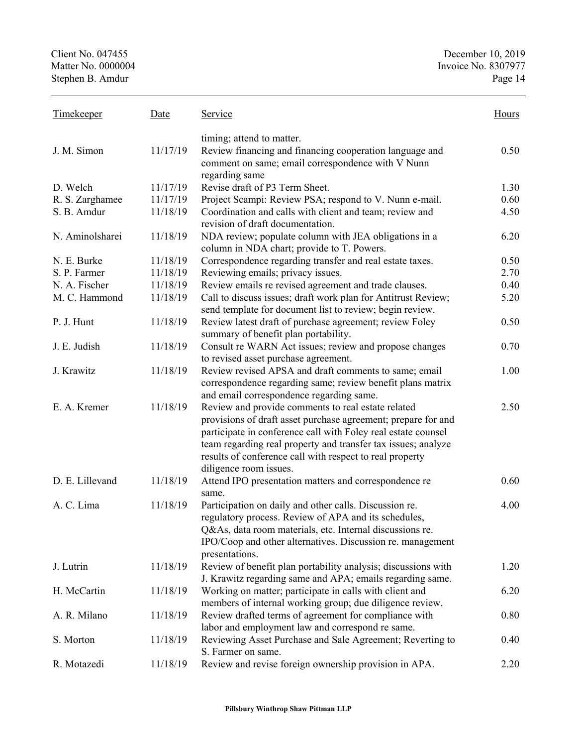| Timekeeper | Date | Service | Hours |
|---|---|---|---|
| | | timing; attend to matter. | |
| J. M. Simon | 11/17/19 | Review financing and financing cooperation language and comment on same; email correspondence with V Nunn regarding same | 0.50 |
| D. Welch | 11/17/19 | Revise draft of P3 Term Sheet. | 1.30 |
| R. S. Zarghamee | 11/17/19 | Project Scampi: Review PSA; respond to V. Nunn e-mail. | 0.60 |
| S. B. Amdur | 11/18/19 | Coordination and calls with client and team; review and revision of draft documentation. | 4.50 |
| N. Aminolsharei | 11/18/19 | NDA review; populate column with JEA obligations in a column in NDA chart; provide to T. Powers. | 6.20 |
| N. E. Burke | 11/18/19 | Correspondence regarding transfer and real estate taxes. | 0.50 |
| S. P. Farmer | 11/18/19 | Reviewing emails; privacy issues. | 2.70 |
| N. A. Fischer | 11/18/19 | Review emails re revised agreement and trade clauses. | 0.40 |
| M. C. Hammond | 11/18/19 | Call to discuss issues; draft work plan for Antitrust Review; send template for document list to review; begin review. | 5.20 |
| P. J. Hunt | 11/18/19 | Review latest draft of purchase agreement; review Foley summary of benefit plan portability. | 0.50 |
| J. E. Judish | 11/18/19 | Consult re WARN Act issues; review and propose changes to revised asset purchase agreement. | 0.70 |
| J. Krawitz | 11/18/19 | Review revised APSA and draft comments to same; email correspondence regarding same; review benefit plans matrix and email correspondence regarding same. | 1.00 |
| E. A. Kremer | 11/18/19 | Review and provide comments to real estate related provisions of draft asset purchase agreement; prepare for and participate in conference call with Foley real estate counsel team regarding real property and transfer tax issues; analyze results of conference call with respect to real property diligence room issues. | 2.50 |
| D. E. Lillevand | 11/18/19 | Attend IPO presentation matters and correspondence re same. | 0.60 |
| A. C. Lima | 11/18/19 | Participation on daily and other calls. Discussion re. regulatory process. Review of APA and its schedules, Q&As, data room materials, etc. Internal discussions re. IPO/Coop and other alternatives. Discussion re. management presentations. | 4.00 |
| J. Lutrin | 11/18/19 | Review of benefit plan portability analysis; discussions with J. Krawitz regarding same and APA; emails regarding same. | 1.20 |
| H. McCartin | 11/18/19 | Working on matter; participate in calls with client and members of internal working group; due diligence review. | 6.20 |
| A. R. Milano | 11/18/19 | Review drafted terms of agreement for compliance with labor and employment law and correspond re same. | 0.80 |
| S. Morton | 11/18/19 | Reviewing Asset Purchase and Sale Agreement; Reverting to S. Farmer on same. | 0.40 |
| R. Motazedi | 11/18/19 | Review and revise foreign ownership provision in APA. | 2.20 |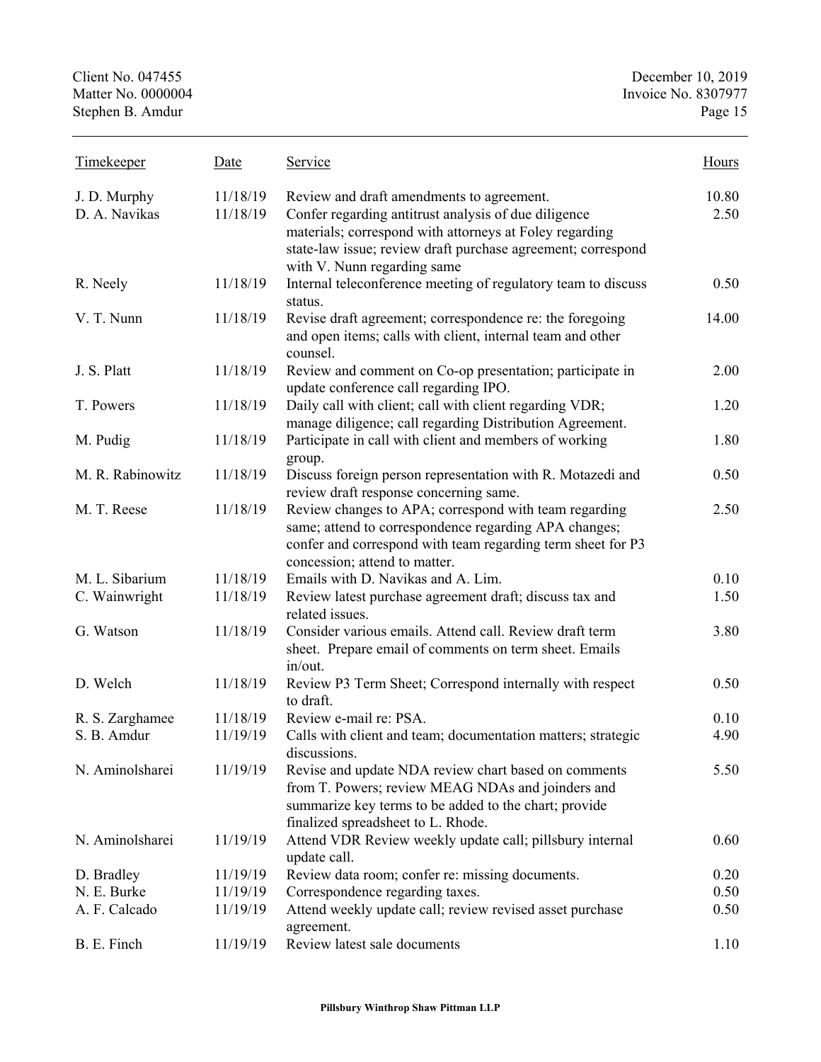| Timekeeper | Date | Service | Hours |
|---|---|---|---|
| J. D. Murphy | 11/18/19 | Review and draft amendments to agreement. | 10.80 |
| D. A. Navikas | 11/18/19 | Confer regarding antitrust analysis of due diligence materials; correspond with attorneys at Foley regarding state-law issue; review draft purchase agreement; correspond with V. Nunn regarding same | 2.50 |
| R. Neely | 11/18/19 | Internal teleconference meeting of regulatory team to discuss status. | 0.50 |
| V. T. Nunn | 11/18/19 | Revise draft agreement; correspondence re: the foregoing and open items; calls with client, internal team and other counsel. | 14.00 |
| J. S. Platt | 11/18/19 | Review and comment on Co-op presentation; participate in update conference call regarding IPO. | 2.00 |
| T. Powers | 11/18/19 | Daily call with client; call with client regarding VDR; manage diligence; call regarding Distribution Agreement. | 1.20 |
| M. Pudig | 11/18/19 | Participate in call with client and members of working group. | 1.80 |
| M. R. Rabinowitz | 11/18/19 | Discuss foreign person representation with R. Motazedi and review draft response concerning same. | 0.50 |
| M. T. Reese | 11/18/19 | Review changes to APA; correspond with team regarding same; attend to correspondence regarding APA changes; confer and correspond with team regarding term sheet for P3 concession; attend to matter. | 2.50 |
| M. L. Sibarium | 11/18/19 | Emails with D. Navikas and A. Lim. | 0.10 |
| C. Wainwright | 11/18/19 | Review latest purchase agreement draft; discuss tax and related issues. | 1.50 |
| G. Watson | 11/18/19 | Consider various emails. Attend call. Review draft term sheet. Prepare email of comments on term sheet. Emails in/out. | 3.80 |
| D. Welch | 11/18/19 | Review P3 Term Sheet; Correspond internally with respect to draft. | 0.50 |
| R. S. Zarghamee | 11/18/19 | Review e-mail re: PSA. | 0.10 |
| S. B. Amdur | 11/19/19 | Calls with client and team; documentation matters; strategic discussions. | 4.90 |
| N. Aminolsharei | 11/19/19 | Revise and update NDA review chart based on comments from T. Powers; review MEAG NDAs and joinders and summarize key terms to be added to the chart; provide finalized spreadsheet to L. Rhode. | 5.50 |
| N. Aminolsharei | 11/19/19 | Attend VDR Review weekly update call; pillsbury internal update call. | 0.60 |
| D. Bradley | 11/19/19 | Review data room; confer re: missing documents. | 0.20 |
| N. E. Burke | 11/19/19 | Correspondence regarding taxes. | 0.50 |
| A. F. Calcado | 11/19/19 | Attend weekly update call; review revised asset purchase agreement. | 0.50 |
| B. E. Finch | 11/19/19 | Review latest sale documents | 1.10 |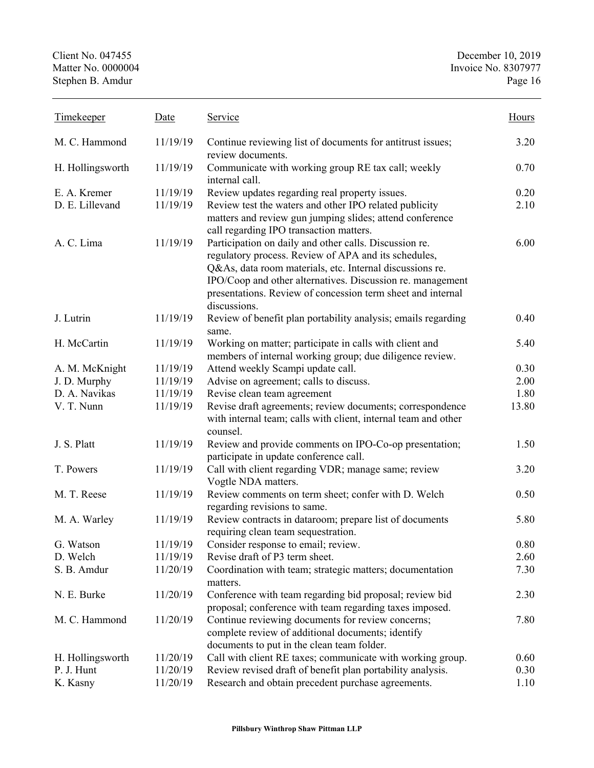| Timekeeper | Date | Service | Hours |
|---|---|---|---|
| M. C. Hammond | 11/19/19 | Continue reviewing list of documents for antitrust issues; review documents. | 3.20 |
| H. Hollingsworth | 11/19/19 | Communicate with working group RE tax call; weekly internal call. | 0.70 |
| E. A. Kremer | 11/19/19 | Review updates regarding real property issues. | 0.20 |
| D. E. Lillevand | 11/19/19 | Review test the waters and other IPO related publicity matters and review gun jumping slides; attend conference call regarding IPO transaction matters. | 2.10 |
| A. C. Lima | 11/19/19 | Participation on daily and other calls. Discussion re. regulatory process. Review of APA and its schedules, Q&As, data room materials, etc. Internal discussions re. IPO/Coop and other alternatives. Discussion re. management presentations. Review of concession term sheet and internal discussions. | 6.00 |
| J. Lutrin | 11/19/19 | Review of benefit plan portability analysis; emails regarding same. | 0.40 |
| H. McCartin | 11/19/19 | Working on matter; participate in calls with client and members of internal working group; due diligence review. | 5.40 |
| A. M. McKnight | 11/19/19 | Attend weekly Scampi update call. | 0.30 |
| J. D. Murphy | 11/19/19 | Advise on agreement; calls to discuss. | 2.00 |
| D. A. Navikas | 11/19/19 | Revise clean team agreement | 1.80 |
| V. T. Nunn | 11/19/19 | Revise draft agreements; review documents; correspondence with internal team; calls with client, internal team and other counsel. | 13.80 |
| J. S. Platt | 11/19/19 | Review and provide comments on IPO-Co-op presentation; participate in update conference call. | 1.50 |
| T. Powers | 11/19/19 | Call with client regarding VDR; manage same; review Vogtle NDA matters. | 3.20 |
| M. T. Reese | 11/19/19 | Review comments on term sheet; confer with D. Welch regarding revisions to same. | 0.50 |
| M. A. Warley | 11/19/19 | Review contracts in dataroom; prepare list of documents requiring clean team sequestration. | 5.80 |
| G. Watson | 11/19/19 | Consider response to email; review. | 0.80 |
| D. Welch | 11/19/19 | Revise draft of P3 term sheet. | 2.60 |
| S. B. Amdur | 11/20/19 | Coordination with team; strategic matters; documentation matters. | 7.30 |
| N. E. Burke | 11/20/19 | Conference with team regarding bid proposal; review bid proposal; conference with team regarding taxes imposed. | 2.30 |
| M. C. Hammond | 11/20/19 | Continue reviewing documents for review concerns; complete review of additional documents; identify documents to put in the clean team folder. | 7.80 |
| H. Hollingsworth | 11/20/19 | Call with client RE taxes; communicate with working group. | 0.60 |
| P. J. Hunt | 11/20/19 | Review revised draft of benefit plan portability analysis. | 0.30 |
| K. Kasny | 11/20/19 | Research and obtain precedent purchase agreements. | 1.10 |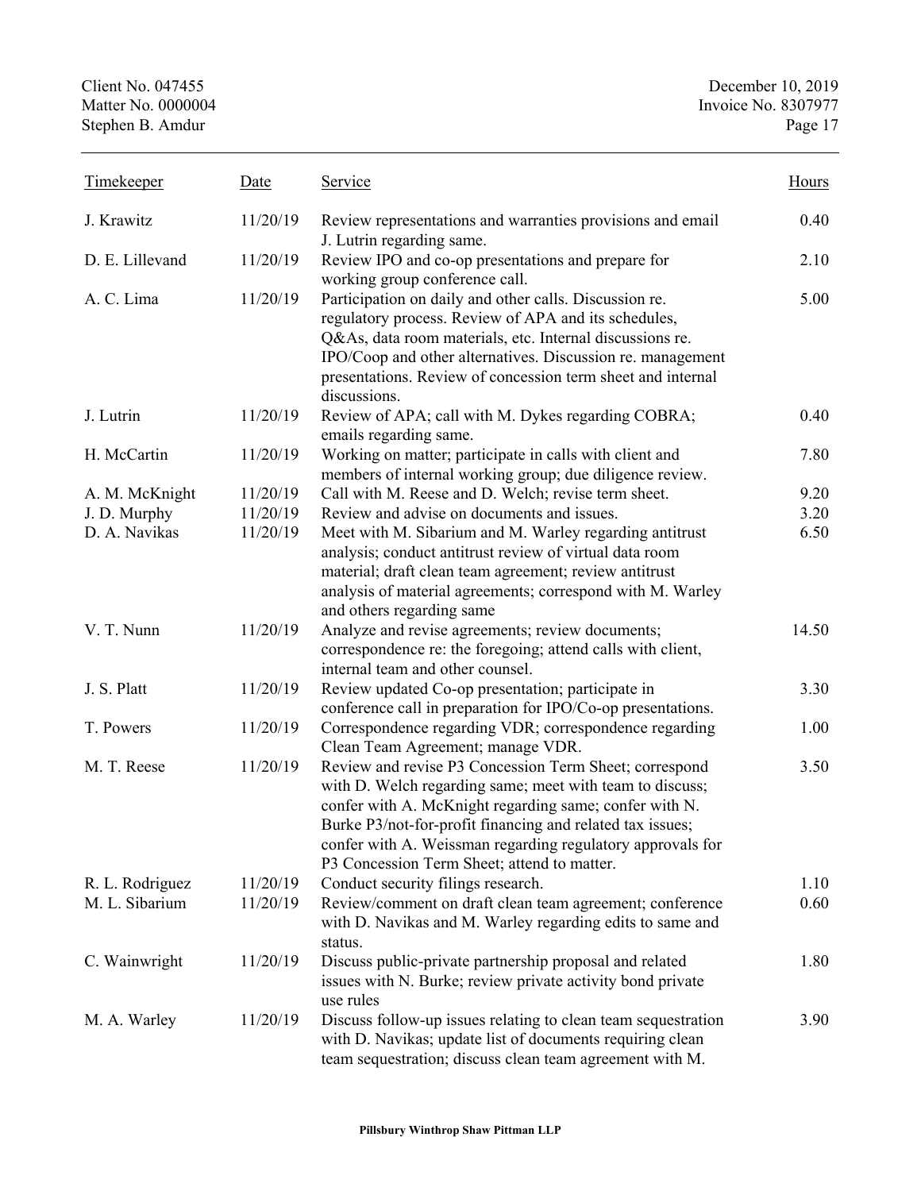| Timekeeper | Date | Service | Hours |
|---|---|---|---|
| J. Krawitz | 11/20/19 | Review representations and warranties provisions and email J. Lutrin regarding same. | 0.40 |
| D. E. Lillevand | 11/20/19 | Review IPO and co-op presentations and prepare for working group conference call. | 2.10 |
| A. C. Lima | 11/20/19 | Participation on daily and other calls. Discussion re. regulatory process. Review of APA and its schedules, Q&As, data room materials, etc. Internal discussions re. IPO/Coop and other alternatives. Discussion re. management presentations. Review of concession term sheet and internal discussions. | 5.00 |
| J. Lutrin | 11/20/19 | Review of APA; call with M. Dykes regarding COBRA; emails regarding same. | 0.40 |
| H. McCartin | 11/20/19 | Working on matter; participate in calls with client and members of internal working group; due diligence review. | 7.80 |
| A. M. McKnight | 11/20/19 | Call with M. Reese and D. Welch; revise term sheet. | 9.20 |
| J. D. Murphy | 11/20/19 | Review and advise on documents and issues. | 3.20 |
| D. A. Navikas | 11/20/19 | Meet with M. Sibarium and M. Warley regarding antitrust analysis; conduct antitrust review of virtual data room material; draft clean team agreement; review antitrust analysis of material agreements; correspond with M. Warley and others regarding same | 6.50 |
| V. T. Nunn | 11/20/19 | Analyze and revise agreements; review documents; correspondence re: the foregoing; attend calls with client, internal team and other counsel. | 14.50 |
| J. S. Platt | 11/20/19 | Review updated Co-op presentation; participate in conference call in preparation for IPO/Co-op presentations. | 3.30 |
| T. Powers | 11/20/19 | Correspondence regarding VDR; correspondence regarding Clean Team Agreement; manage VDR. | 1.00 |
| M. T. Reese | 11/20/19 | Review and revise P3 Concession Term Sheet; correspond with D. Welch regarding same; meet with team to discuss; confer with A. McKnight regarding same; confer with N. Burke P3/not-for-profit financing and related tax issues; confer with A. Weissman regarding regulatory approvals for P3 Concession Term Sheet; attend to matter. | 3.50 |
| R. L. Rodriguez | 11/20/19 | Conduct security filings research. | 1.10 |
| M. L. Sibarium | 11/20/19 | Review/comment on draft clean team agreement; conference with D. Navikas and M. Warley regarding edits to same and status. | 0.60 |
| C. Wainwright | 11/20/19 | Discuss public-private partnership proposal and related issues with N. Burke; review private activity bond private use rules | 1.80 |
| M. A. Warley | 11/20/19 | Discuss follow-up issues relating to clean team sequestration with D. Navikas; update list of documents requiring clean team sequestration; discuss clean team agreement with M. | 3.90 |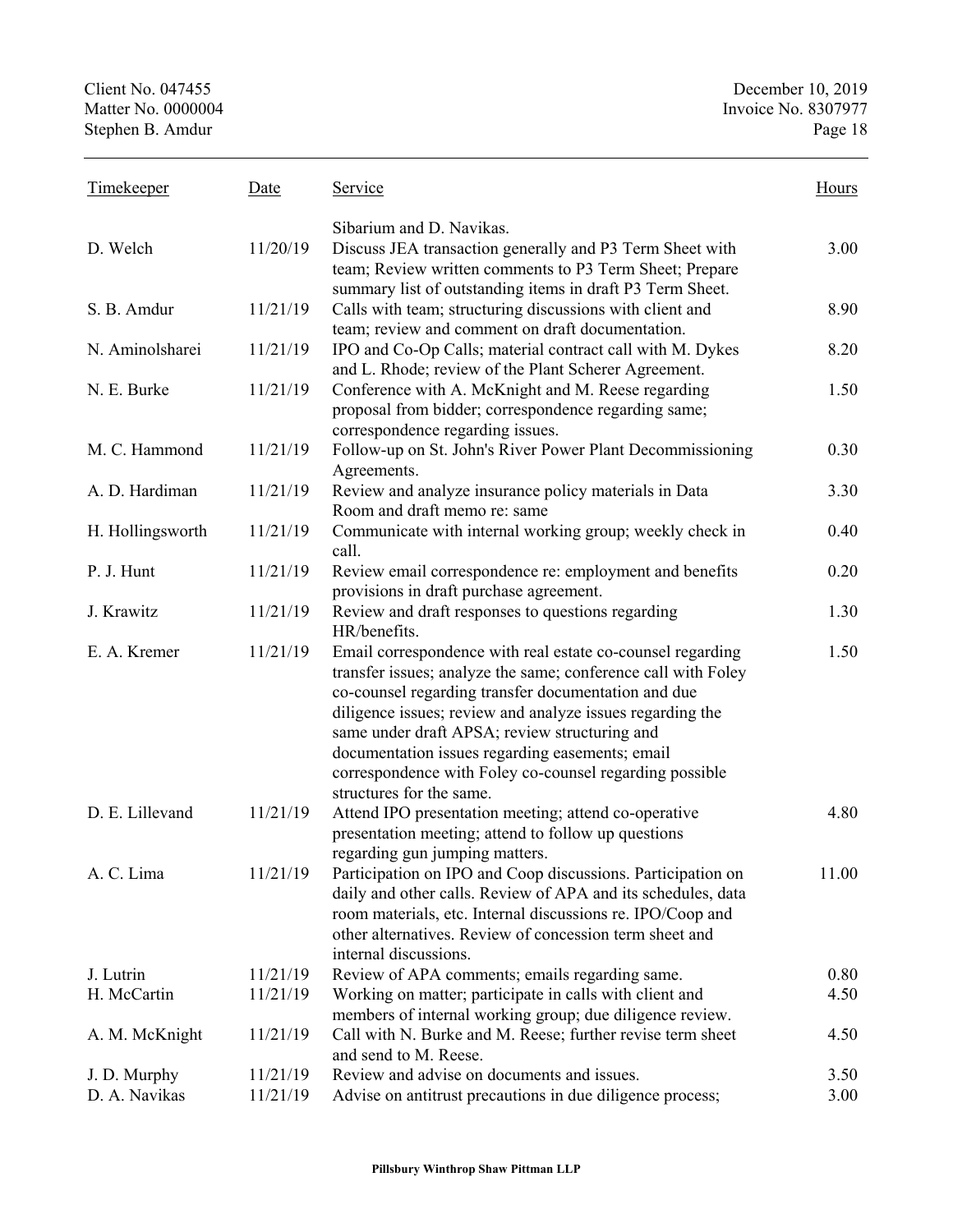Client No. 047455
Matter No. 0000004
Stephen B. Amdur

December 10, 2019
Invoice No. 8307977

| Timekeeper | Date | Service | Hours |
|---|---|---|---|
| | | Sibarium and D. Navikas. | |
| D. Welch | 11/20/19 | Discuss JEA transaction generally and P3 Term Sheet with team; Review written comments to P3 Term Sheet; Prepare summary list of outstanding items in draft P3 Term Sheet. | 3.00 |
| S. B. Amdur | 11/21/19 | Calls with team; structuring discussions with client and team; review and comment on draft documentation. | 8.90 |
| N. Aminolsharei | 11/21/19 | IPO and Co-Op Calls; material contract call with M. Dykes and L. Rhode; review of the Plant Scherer Agreement. | 8.20 |
| N. E. Burke | 11/21/19 | Conference with A. McKnight and M. Reese regarding proposal from bidder; correspondence regarding same; correspondence regarding issues. | 1.50 |
| M. C. Hammond | 11/21/19 | Follow-up on St. John's River Power Plant Decommissioning Agreements. | 0.30 |
| A. D. Hardiman | 11/21/19 | Review and analyze insurance policy materials in Data Room and draft memo re: same | 3.30 |
| H. Hollingsworth | 11/21/19 | Communicate with internal working group; weekly check in call. | 0.40 |
| P. J. Hunt | 11/21/19 | Review email correspondence re: employment and benefits provisions in draft purchase agreement. | 0.20 |
| J. Krawitz | 11/21/19 | Review and draft responses to questions regarding HR/benefits. | 1.30 |
| E. A. Kremer | 11/21/19 | Email correspondence with real estate co-counsel regarding transfer issues; analyze the same; conference call with Foley co-counsel regarding transfer documentation and due diligence issues; review and analyze issues regarding the same under draft APSA; review structuring and documentation issues regarding easements; email correspondence with Foley co-counsel regarding possible structures for the same. | 1.50 |
| D. E. Lillevand | 11/21/19 | Attend IPO presentation meeting; attend co-operative presentation meeting; attend to follow up questions regarding gun jumping matters. | 4.80 |
| A. C. Lima | 11/21/19 | Participation on IPO and Coop discussions. Participation on daily and other calls. Review of APA and its schedules, data room materials, etc. Internal discussions re. IPO/Coop and other alternatives. Review of concession term sheet and internal discussions. | 11.00 |
| J. Lutrin | 11/21/19 | Review of APA comments; emails regarding same. | 0.80 |
| H. McCartin | 11/21/19 | Working on matter; participate in calls with client and members of internal working group; due diligence review. | 4.50 |
| A. M. McKnight | 11/21/19 | Call with N. Burke and M. Reese; further revise term sheet and send to M. Reese. | 4.50 |
| J. D. Murphy | 11/21/19 | Review and advise on documents and issues. | 3.50 |
| D. A. Navikas | 11/21/19 | Advise on antitrust precautions in due diligence process; | 3.00 |

Pillsbury Winthrop Shaw Pittman LLP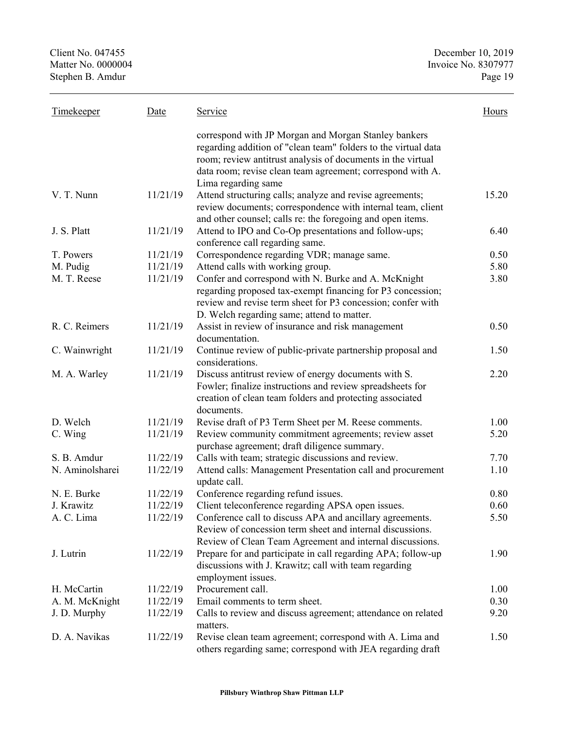| Timekeeper | Date | Service | Hours |
|---|---|---|---|
| | | correspond with JP Morgan and Morgan Stanley bankers regarding addition of "clean team" folders to the virtual data room; review antitrust analysis of documents in the virtual data room; revise clean team agreement; correspond with A. Lima regarding same | |
| V. T. Nunn | 11/21/19 | Attend structuring calls; analyze and revise agreements; review documents; correspondence with internal team, client and other counsel; calls re: the foregoing and open items. | 15.20 |
| J. S. Platt | 11/21/19 | Attend to IPO and Co-Op presentations and follow-ups; conference call regarding same. | 6.40 |
| T. Powers | 11/21/19 | Correspondence regarding VDR; manage same. | 0.50 |
| M. Pudig | 11/21/19 | Attend calls with working group. | 5.80 |
| M. T. Reese | 11/21/19 | Confer and correspond with N. Burke and A. McKnight regarding proposed tax-exempt financing for P3 concession; review and revise term sheet for P3 concession; confer with D. Welch regarding same; attend to matter. | 3.80 |
| R. C. Reimers | 11/21/19 | Assist in review of insurance and risk management documentation. | 0.50 |
| C. Wainwright | 11/21/19 | Continue review of public-private partnership proposal and considerations. | 1.50 |
| M. A. Warley | 11/21/19 | Discuss antitrust review of energy documents with S. Fowler; finalize instructions and review spreadsheets for creation of clean team folders and protecting associated documents. | 2.20 |
| D. Welch | 11/21/19 | Revise draft of P3 Term Sheet per M. Reese comments. | 1.00 |
| C. Wing | 11/21/19 | Review community commitment agreements; review asset purchase agreement; draft diligence summary. | 5.20 |
| S. B. Amdur | 11/22/19 | Calls with team; strategic discussions and review. | 7.70 |
| N. Aminolsharei | 11/22/19 | Attend calls: Management Presentation call and procurement update call. | 1.10 |
| N. E. Burke | 11/22/19 | Conference regarding refund issues. | 0.80 |
| J. Krawitz | 11/22/19 | Client teleconference regarding APSA open issues. | 0.60 |
| A. C. Lima | 11/22/19 | Conference call to discuss APA and ancillary agreements. Review of concession term sheet and internal discussions. Review of Clean Team Agreement and internal discussions. | 5.50 |
| J. Lutrin | 11/22/19 | Prepare for and participate in call regarding APA; follow-up discussions with J. Krawitz; call with team regarding employment issues. | 1.90 |
| H. McCartin | 11/22/19 | Procurement call. | 1.00 |
| A. M. McKnight | 11/22/19 | Email comments to term sheet. | 0.30 |
| J. D. Murphy | 11/22/19 | Calls to review and discuss agreement; attendance on related matters. | 9.20 |
| D. A. Navikas | 11/22/19 | Revise clean team agreement; correspond with A. Lima and others regarding same; correspond with JEA regarding draft | 1.50 |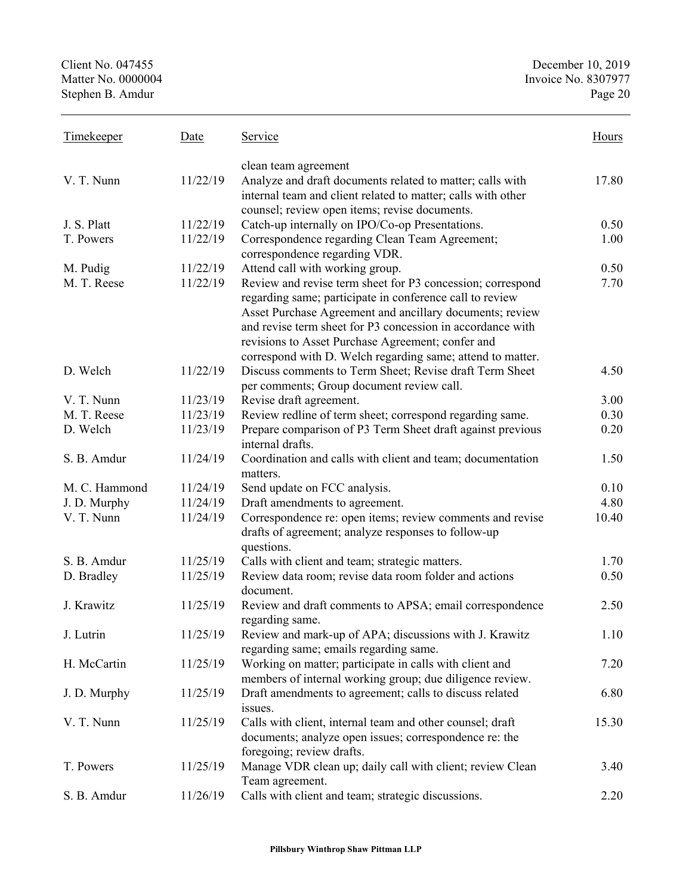| Timekeeper | Date | Service | Hours |
|---|---|---|---|
| | | clean team agreement | |
| V. T. Nunn | 11/22/19 | Analyze and draft documents related to matter; calls with internal team and client related to matter; calls with other counsel; review open items; revise documents. | 17.80 |
| J. S. Platt | 11/22/19 | Catch-up internally on IPO/Co-op Presentations. | 0.50 |
| T. Powers | 11/22/19 | Correspondence regarding Clean Team Agreement; correspondence regarding VDR. | 1.00 |
| M. Pudig | 11/22/19 | Attend call with working group. | 0.50 |
| M. T. Reese | 11/22/19 | Review and revise term sheet for P3 concession; correspond regarding same; participate in conference call to review Asset Purchase Agreement and ancillary documents; review and revise term sheet for P3 concession in accordance with revisions to Asset Purchase Agreement; confer and correspond with D. Welch regarding same; attend to matter. | 7.70 |
| D. Welch | 11/22/19 | Discuss comments to Term Sheet; Revise draft Term Sheet per comments; Group document review call. | 4.50 |
| V. T. Nunn | 11/23/19 | Revise draft agreement. | 3.00 |
| M. T. Reese | 11/23/19 | Review redline of term sheet; correspond regarding same. | 0.30 |
| D. Welch | 11/23/19 | Prepare comparison of P3 Term Sheet draft against previous internal drafts. | 0.20 |
| S. B. Amdur | 11/24/19 | Coordination and calls with client and team; documentation matters. | 1.50 |
| M. C. Hammond | 11/24/19 | Send update on FCC analysis. | 0.10 |
| J. D. Murphy | 11/24/19 | Draft amendments to agreement. | 4.80 |
| V. T. Nunn | 11/24/19 | Correspondence re: open items; review comments and revise drafts of agreement; analyze responses to follow-up questions. | 10.40 |
| S. B. Amdur | 11/25/19 | Calls with client and team; strategic matters. | 1.70 |
| D. Bradley | 11/25/19 | Review data room; revise data room folder and actions document. | 0.50 |
| J. Krawitz | 11/25/19 | Review and draft comments to APSA; email correspondence regarding same. | 2.50 |
| J. Lutrin | 11/25/19 | Review and mark-up of APA; discussions with J. Krawitz regarding same; emails regarding same. | 1.10 |
| H. McCartin | 11/25/19 | Working on matter; participate in calls with client and members of internal working group; due diligence review. | 7.20 |
| J. D. Murphy | 11/25/19 | Draft amendments to agreement; calls to discuss related issues. | 6.80 |
| V. T. Nunn | 11/25/19 | Calls with client, internal team and other counsel; draft documents; analyze open issues; correspondence re: the foregoing; review drafts. | 15.30 |
| T. Powers | 11/25/19 | Manage VDR clean up; daily call with client; review Clean Team agreement. | 3.40 |
| S. B. Amdur | 11/26/19 | Calls with client and team; strategic discussions. | 2.20 |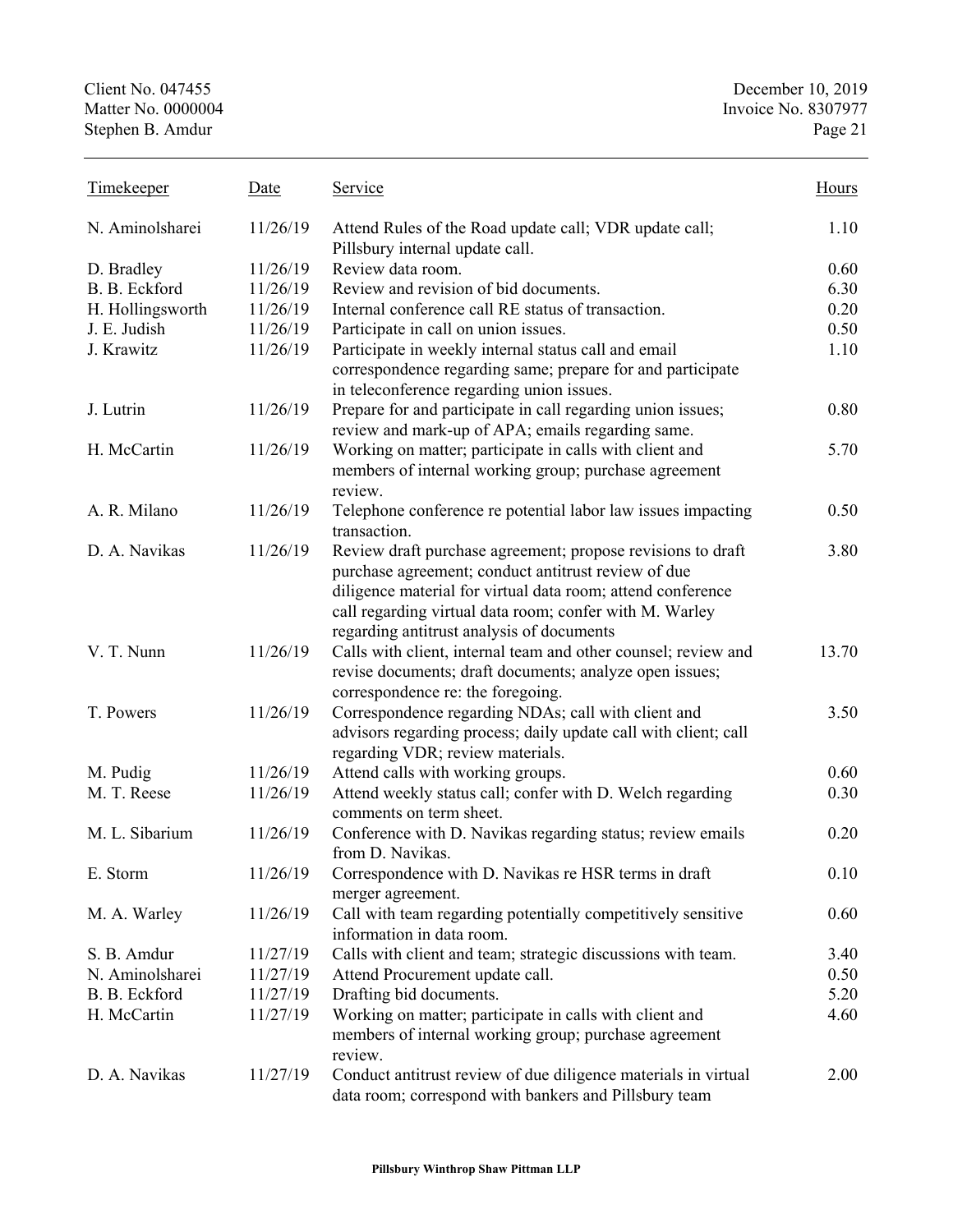| Timekeeper | Date | Service | Hours |
|---|---|---|---|
| N. Aminolsharei | 11/26/19 | Attend Rules of the Road update call; VDR update call; Pillsbury internal update call. | 1.10 |
| D. Bradley | 11/26/19 | Review data room. | 0.60 |
| B. B. Eckford | 11/26/19 | Review and revision of bid documents. | 6.30 |
| H. Hollingsworth | 11/26/19 | Internal conference call RE status of transaction. | 0.20 |
| J. E. Judish | 11/26/19 | Participate in call on union issues. | 0.50 |
| J. Krawitz | 11/26/19 | Participate in weekly internal status call and email correspondence regarding same; prepare for and participate in teleconference regarding union issues. | 1.10 |
| J. Lutrin | 11/26/19 | Prepare for and participate in call regarding union issues; review and mark-up of APA; emails regarding same. | 0.80 |
| H. McCartin | 11/26/19 | Working on matter; participate in calls with client and members of internal working group; purchase agreement review. | 5.70 |
| A. R. Milano | 11/26/19 | Telephone conference re potential labor law issues impacting transaction. | 0.50 |
| D. A. Navikas | 11/26/19 | Review draft purchase agreement; propose revisions to draft purchase agreement; conduct antitrust review of due diligence material for virtual data room; attend conference call regarding virtual data room; confer with M. Warley regarding antitrust analysis of documents | 3.80 |
| V. T. Nunn | 11/26/19 | Calls with client, internal team and other counsel; review and revise documents; draft documents; analyze open issues; correspondence re: the foregoing. | 13.70 |
| T. Powers | 11/26/19 | Correspondence regarding NDAs; call with client and advisors regarding process; daily update call with client; call regarding VDR; review materials. | 3.50 |
| M. Pudig | 11/26/19 | Attend calls with working groups. | 0.60 |
| M. T. Reese | 11/26/19 | Attend weekly status call; confer with D. Welch regarding comments on term sheet. | 0.30 |
| M. L. Sibarium | 11/26/19 | Conference with D. Navikas regarding status; review emails from D. Navikas. | 0.20 |
| E. Storm | 11/26/19 | Correspondence with D. Navikas re HSR terms in draft merger agreement. | 0.10 |
| M. A. Warley | 11/26/19 | Call with team regarding potentially competitively sensitive information in data room. | 0.60 |
| S. B. Amdur | 11/27/19 | Calls with client and team; strategic discussions with team. | 3.40 |
| N. Aminolsharei | 11/27/19 | Attend Procurement update call. | 0.50 |
| B. B. Eckford | 11/27/19 | Drafting bid documents. | 5.20 |
| H. McCartin | 11/27/19 | Working on matter; participate in calls with client and members of internal working group; purchase agreement review. | 4.60 |
| D. A. Navikas | 11/27/19 | Conduct antitrust review of due diligence materials in virtual data room; correspond with bankers and Pillsbury team | 2.00 |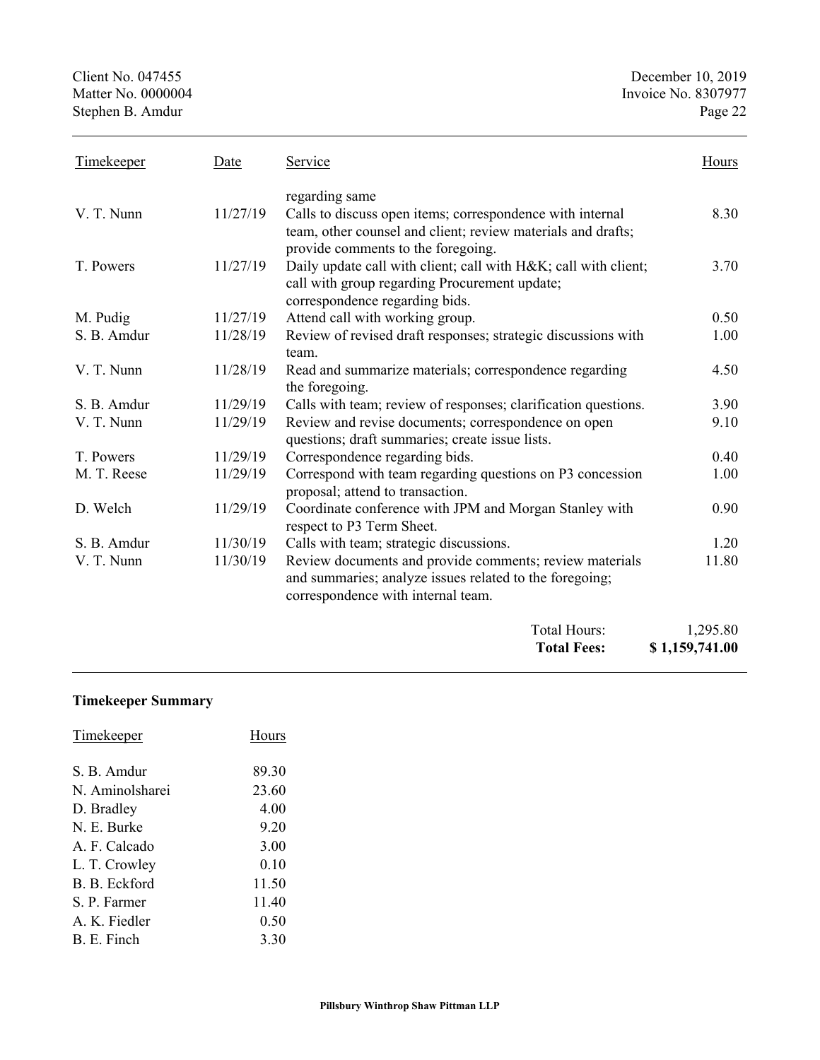| Timekeeper | Date | Service | Hours |
|---|---|---|---|
| | | regarding same | |
| V. T. Nunn | 11/27/19 | Calls to discuss open items; correspondence with internal team, other counsel and client; review materials and drafts; provide comments to the foregoing. | 8.30 |
| T. Powers | 11/27/19 | Daily update call with client; call with H&K; call with client; call with group regarding Procurement update; correspondence regarding bids. | 3.70 |
| M. Pudig | 11/27/19 | Attend call with working group. | 0.50 |
| S. B. Amdur | 11/28/19 | Review of revised draft responses; strategic discussions with team. | 1.00 |
| V. T. Nunn | 11/28/19 | Read and summarize materials; correspondence regarding the foregoing. | 4.50 |
| S. B. Amdur | 11/29/19 | Calls with team; review of responses; clarification questions. | 3.90 |
| V. T. Nunn | 11/29/19 | Review and revise documents; correspondence on open questions; draft summaries; create issue lists. | 9.10 |
| T. Powers | 11/29/19 | Correspondence regarding bids. | 0.40 |
| M. T. Reese | 11/29/19 | Correspond with team regarding questions on P3 concession proposal; attend to transaction. | 1.00 |
| D. Welch | 11/29/19 | Coordinate conference with JPM and Morgan Stanley with respect to P3 Term Sheet. | 0.90 |
| S. B. Amdur | 11/30/19 | Calls with team; strategic discussions. | 1.20 |
| V. T. Nunn | 11/30/19 | Review documents and provide comments; review materials and summaries; analyze issues related to the foregoing; correspondence with internal team. | 11.80 |

| | |
|---|---|
| Total Hours: | 1,295.80 |
| **Total Fees:** | **$ 1,159,741.00** |

**Timekeeper Summary**

| Timekeeper | Hours |
|---|---|
| S. B. Amdur | 89.30 |
| N. Aminolsharei | 23.60 |
| D. Bradley | 4.00 |
| N. E. Burke | 9.20 |
| A. F. Calcado | 3.00 |
| L. T. Crowley | 0.10 |
| B. B. Eckford | 11.50 |
| S. P. Farmer | 11.40 |
| A. K. Fiedler | 0.50 |
| B. E. Finch | 3.30 |

Pillsbury Winthrop Shaw Pittman LLP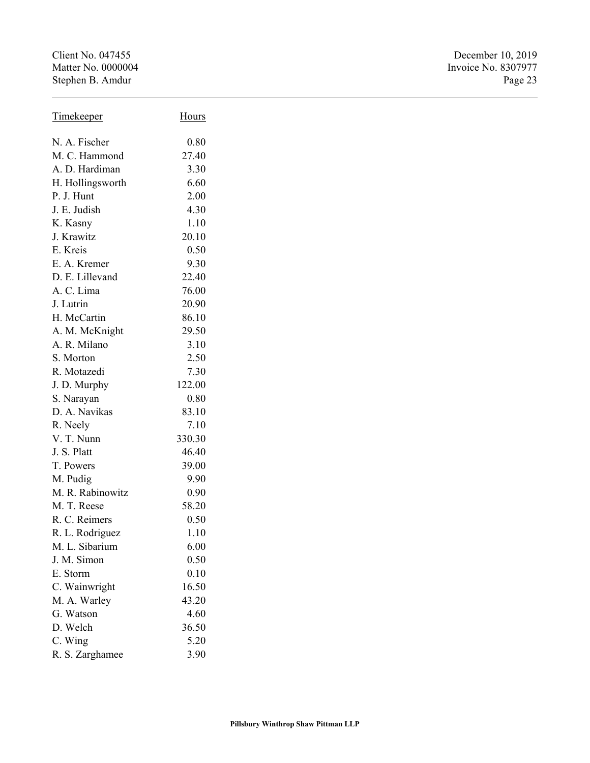| Timekeeper | Hours |
|---|---|
| N. A. Fischer | 0.80 |
| M. C. Hammond | 27.40 |
| A. D. Hardiman | 3.30 |
| H. Hollingsworth | 6.60 |
| P. J. Hunt | 2.00 |
| J. E. Judish | 4.30 |
| K. Kasny | 1.10 |
| J. Krawitz | 20.10 |
| E. Kreis | 0.50 |
| E. A. Kremer | 9.30 |
| D. E. Lillevand | 22.40 |
| A. C. Lima | 76.00 |
| J. Lutrin | 20.90 |
| H. McCartin | 86.10 |
| A. M. McKnight | 29.50 |
| A. R. Milano | 3.10 |
| S. Morton | 2.50 |
| R. Motazedi | 7.30 |
| J. D. Murphy | 122.00 |
| S. Narayan | 0.80 |
| D. A. Navikas | 83.10 |
| R. Neely | 7.10 |
| V. T. Nunn | 330.30 |
| J. S. Platt | 46.40 |
| T. Powers | 39.00 |
| M. Pudig | 9.90 |
| M. R. Rabinowitz | 0.90 |
| M. T. Reese | 58.20 |
| R. C. Reimers | 0.50 |
| R. L. Rodriguez | 1.10 |
| M. L. Sibarium | 6.00 |
| J. M. Simon | 0.50 |
| E. Storm | 0.10 |
| C. Wainwright | 16.50 |
| M. A. Warley | 43.20 |
| G. Watson | 4.60 |
| D. Welch | 36.50 |
| C. Wing | 5.20 |
| R. S. Zarghamee | 3.90 |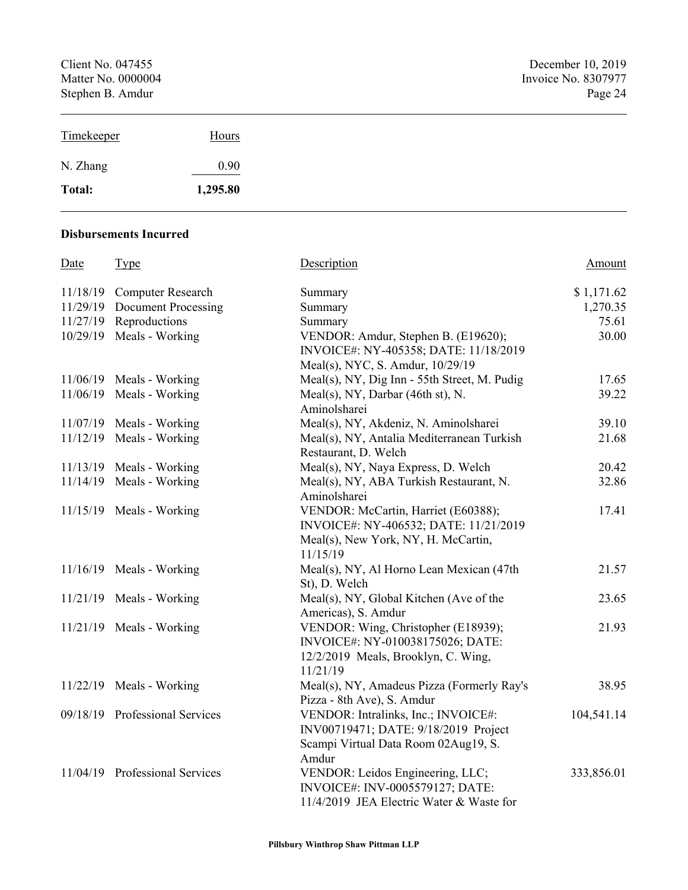| Timekeeper | Hours |
|---|---|
| N. Zhang | 0.90 |
| **Total:** | **1,295.80** |

**Disbursements Incurred**

| Date | Type | Description | Amount |
|---|---|---|---|
| 11/18/19 | Computer Research | Summary | $ 1,171.62 |
| 11/29/19 | Document Processing | Summary | 1,270.35 |
| 11/27/19 | Reproductions | Summary | 75.61 |
| 10/29/19 | Meals - Working | VENDOR: Amdur, Stephen B. (E19620); INVOICE#: NY-405358; DATE: 11/18/2019 Meal(s), NYC, S. Amdur, 10/29/19 | 30.00 |
| 11/06/19 | Meals - Working | Meal(s), NY, Dig Inn - 55th Street, M. Pudig | 17.65 |
| 11/06/19 | Meals - Working | Meal(s), NY, Darbar (46th st), N. Aminolsharei | 39.22 |
| 11/07/19 | Meals - Working | Meal(s), NY, Akdeniz, N. Aminolsharei | 39.10 |
| 11/12/19 | Meals - Working | Meal(s), NY, Antalia Mediterranean Turkish Restaurant, D. Welch | 21.68 |
| 11/13/19 | Meals - Working | Meal(s), NY, Naya Express, D. Welch | 20.42 |
| 11/14/19 | Meals - Working | Meal(s), NY, ABA Turkish Restaurant, N. Aminolsharei | 32.86 |
| 11/15/19 | Meals - Working | VENDOR: McCartin, Harriet (E60388); INVOICE#: NY-406532; DATE: 11/21/2019 Meal(s), New York, NY, H. McCartin, 11/15/19 | 17.41 |
| 11/16/19 | Meals - Working | Meal(s), NY, Al Horno Lean Mexican (47th St), D. Welch | 21.57 |
| 11/21/19 | Meals - Working | Meal(s), NY, Global Kitchen (Ave of the Americas), S. Amdur | 23.65 |
| 11/21/19 | Meals - Working | VENDOR: Wing, Christopher (E18939); INVOICE#: NY-010038175026; DATE: 12/2/2019 Meals, Brooklyn, C. Wing, 11/21/19 | 21.93 |
| 11/22/19 | Meals - Working | Meal(s), NY, Amadeus Pizza (Formerly Ray's Pizza - 8th Ave), S. Amdur | 38.95 |
| 09/18/19 | Professional Services | VENDOR: Intralinks, Inc.; INVOICE#: INV00719471; DATE: 9/18/2019 Project Scampi Virtual Data Room 02Aug19, S. Amdur | 104,541.14 |
| 11/04/19 | Professional Services | VENDOR: Leidos Engineering, LLC; INVOICE#: INV-0005579127; DATE: 11/4/2019 JEA Electric Water & Waste for | 333,856.01 |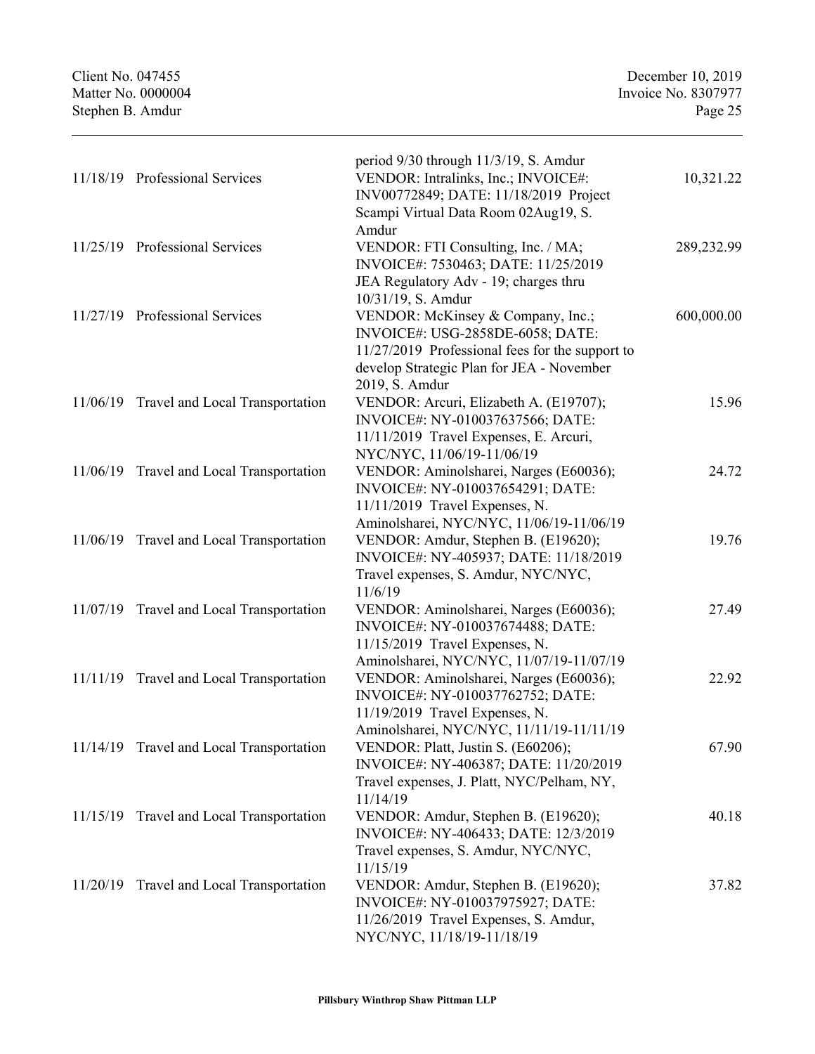| | | | |
|---|---|---|---|
| | | period 9/30 through 11/3/19, S. Amdur | |
| 11/18/19 | Professional Services | VENDOR: Intralinks, Inc.; INVOICE#: INV00772849; DATE: 11/18/2019 Project Scampi Virtual Data Room 02Aug19, S. Amdur | 10,321.22 |
| 11/25/19 | Professional Services | VENDOR: FTI Consulting, Inc. / MA; INVOICE#: 7530463; DATE: 11/25/2019 JEA Regulatory Adv - 19; charges thru 10/31/19, S. Amdur | 289,232.99 |
| 11/27/19 | Professional Services | VENDOR: McKinsey & Company, Inc.; INVOICE#: USG-2858DE-6058; DATE: 11/27/2019 Professional fees for the support to develop Strategic Plan for JEA - November 2019, S. Amdur | 600,000.00 |
| 11/06/19 | Travel and Local Transportation | VENDOR: Arcuri, Elizabeth A. (E19707); INVOICE#: NY-010037637566; DATE: 11/11/2019 Travel Expenses, E. Arcuri, NYC/NYC, 11/06/19-11/06/19 | 15.96 |
| 11/06/19 | Travel and Local Transportation | VENDOR: Aminolsharei, Narges (E60036); INVOICE#: NY-010037654291; DATE: 11/11/2019 Travel Expenses, N. Aminolsharei, NYC/NYC, 11/06/19-11/06/19 | 24.72 |
| 11/06/19 | Travel and Local Transportation | VENDOR: Amdur, Stephen B. (E19620); INVOICE#: NY-405937; DATE: 11/18/2019 Travel expenses, S. Amdur, NYC/NYC, 11/6/19 | 19.76 |
| 11/07/19 | Travel and Local Transportation | VENDOR: Aminolsharei, Narges (E60036); INVOICE#: NY-010037674488; DATE: 11/15/2019 Travel Expenses, N. Aminolsharei, NYC/NYC, 11/07/19-11/07/19 | 27.49 |
| 11/11/19 | Travel and Local Transportation | VENDOR: Aminolsharei, Narges (E60036); INVOICE#: NY-010037762752; DATE: 11/19/2019 Travel Expenses, N. Aminolsharei, NYC/NYC, 11/11/19-11/11/19 | 22.92 |
| 11/14/19 | Travel and Local Transportation | VENDOR: Platt, Justin S. (E60206); INVOICE#: NY-406387; DATE: 11/20/2019 Travel expenses, J. Platt, NYC/Pelham, NY, 11/14/19 | 67.90 |
| 11/15/19 | Travel and Local Transportation | VENDOR: Amdur, Stephen B. (E19620); INVOICE#: NY-406433; DATE: 12/3/2019 Travel expenses, S. Amdur, NYC/NYC, 11/15/19 | 40.18 |
| 11/20/19 | Travel and Local Transportation | VENDOR: Amdur, Stephen B. (E19620); INVOICE#: NY-010037975927; DATE: 11/26/2019 Travel Expenses, S. Amdur, NYC/NYC, 11/18/19-11/18/19 | 37.82 |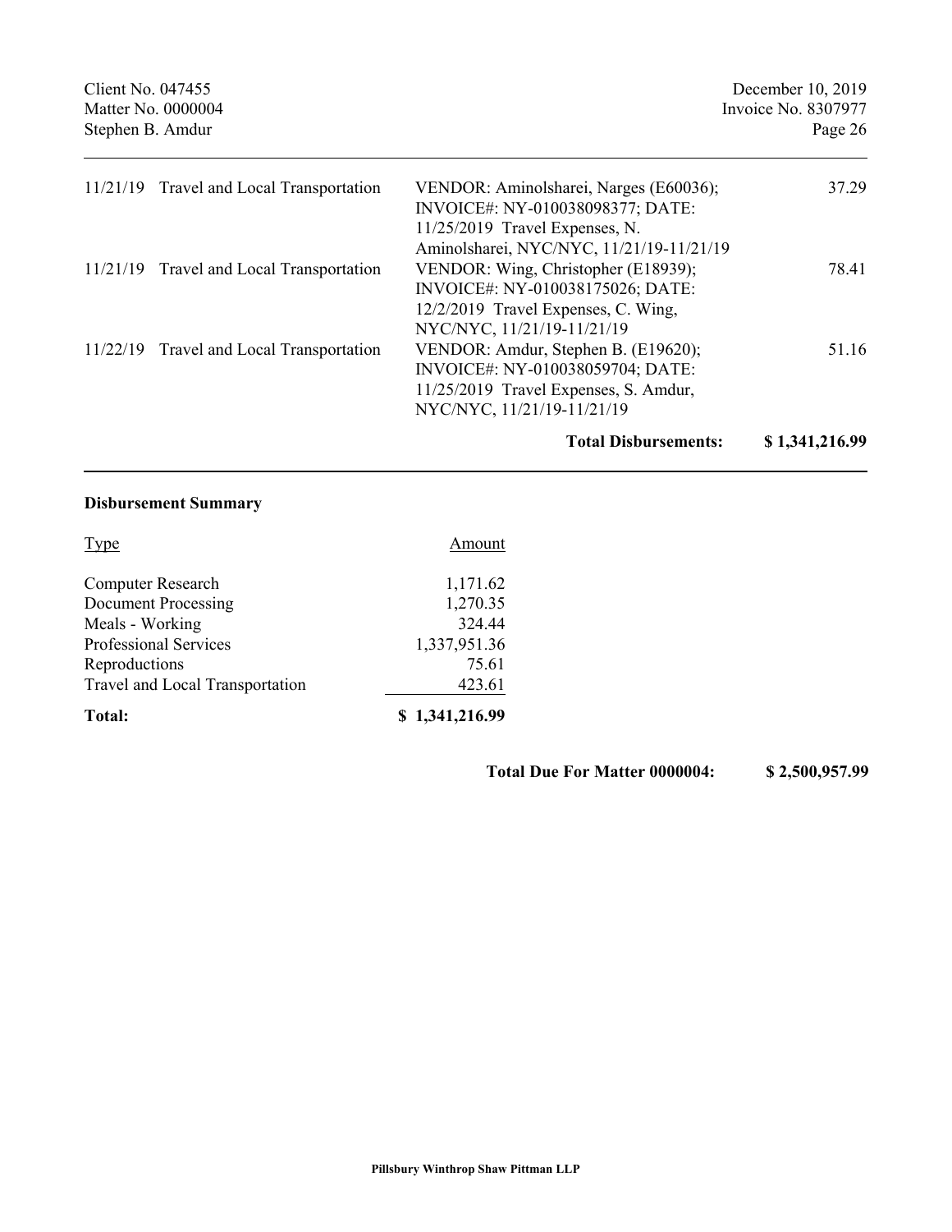| | | | |
|---|---|---|---|
| 11/21/19 | Travel and Local Transportation | VENDOR: Aminolsharei, Narges (E60036); INVOICE#: NY-010038098377; DATE: 11/25/2019 Travel Expenses, N. Aminolsharei, NYC/NYC, 11/21/19-11/21/19 | 37.29 |
| 11/21/19 | Travel and Local Transportation | VENDOR: Wing, Christopher (E18939); INVOICE#: NY-010038175026; DATE: 12/2/2019 Travel Expenses, C. Wing, NYC/NYC, 11/21/19-11/21/19 | 78.41 |
| 11/22/19 | Travel and Local Transportation | VENDOR: Amdur, Stephen B. (E19620); INVOICE#: NY-010038059704; DATE: 11/25/2019 Travel Expenses, S. Amdur, NYC/NYC, 11/21/19-11/21/19 | 51.16 |
| | | **Total Disbursements:** | **$ 1,341,216.99** |

**Disbursement Summary**

| Type | Amount |
|---|---|
| Computer Research | 1,171.62 |
| Document Processing | 1,270.35 |
| Meals - Working | 324.44 |
| Professional Services | 1,337,951.36 |
| Reproductions | 75.61 |
| Travel and Local Transportation | 423.61 |
| **Total:** | **$ 1,341,216.99** |

**Total Due For Matter 0000004: $ 2,500,957.99**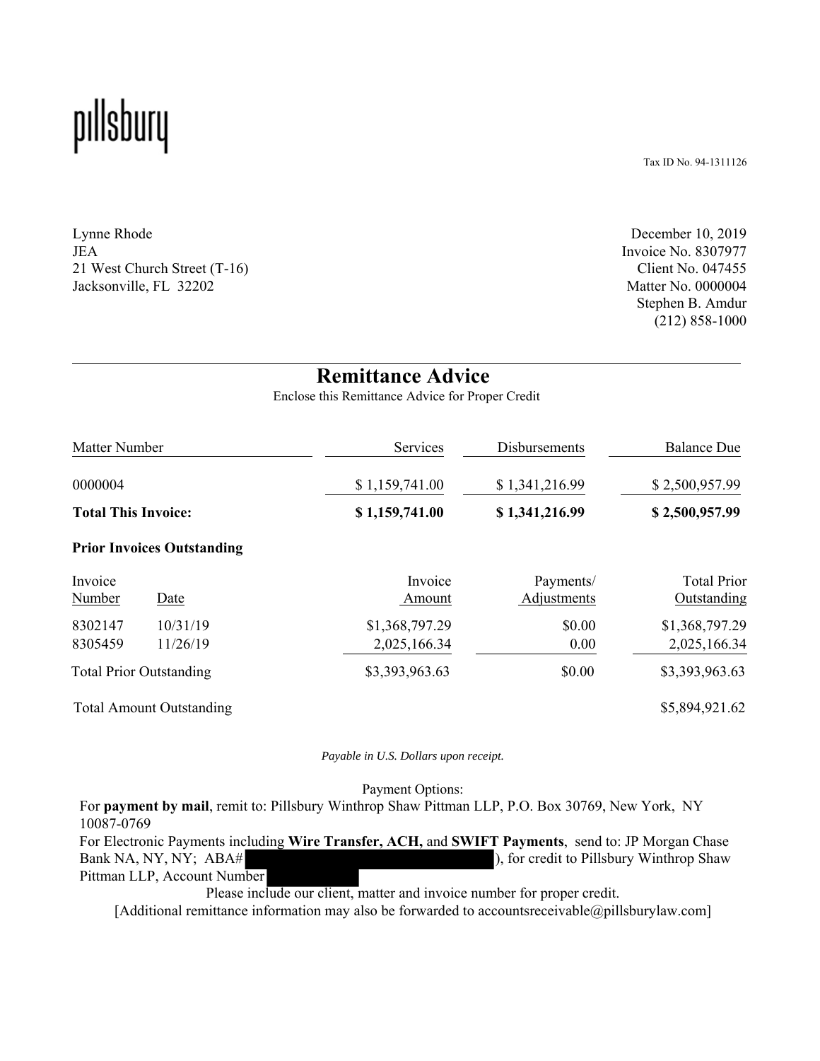pillsbury

Tax ID No. 94-1311126

Lynne Rhode
JEA
21 West Church Street (T-16)
Jacksonville, FL 32202

December 10, 2019
Invoice No. 8307977
Client No. 047455
Matter No. 0000004
Stephen B. Amdur
(212) 858-1000

# Remittance Advice

Enclose this Remittance Advice for Proper Credit

| Matter Number | Services | Disbursements | Balance Due |
|---|---|---|---|
| 0000004 | $ 1,159,741.00 | $ 1,341,216.99 | $ 2,500,957.99 |
| **Total This Invoice:** | **$ 1,159,741.00** | **$ 1,341,216.99** | **$ 2,500,957.99** |

**Prior Invoices Outstanding**

| Invoice Number | Date | Invoice Amount | Payments/ Adjustments | Total Prior Outstanding |
|---|---|---|---|---|
| 8302147 | 10/31/19 | $1,368,797.29 | $0.00 | $1,368,797.29 |
| 8305459 | 11/26/19 | 2,025,166.34 | 0.00 | 2,025,166.34 |
| Total Prior Outstanding | | $3,393,963.63 | $0.00 | $3,393,963.63 |
| Total Amount Outstanding | | | | $5,894,921.62 |

*Payable in U.S. Dollars upon receipt.*

Payment Options:

For **payment by mail**, remit to: Pillsbury Winthrop Shaw Pittman LLP, P.O. Box 30769, New York, NY 10087-0769

For Electronic Payments including **Wire Transfer, ACH,** and **SWIFT Payments**, send to: JP Morgan Chase Bank NA, NY, NY; ABA# ), for credit to Pillsbury Winthrop Shaw Pittman LLP, Account Number

Please include our client, matter and invoice number for proper credit.

[Additional remittance information may also be forwarded to accountsreceivable@pillsburylaw.com]